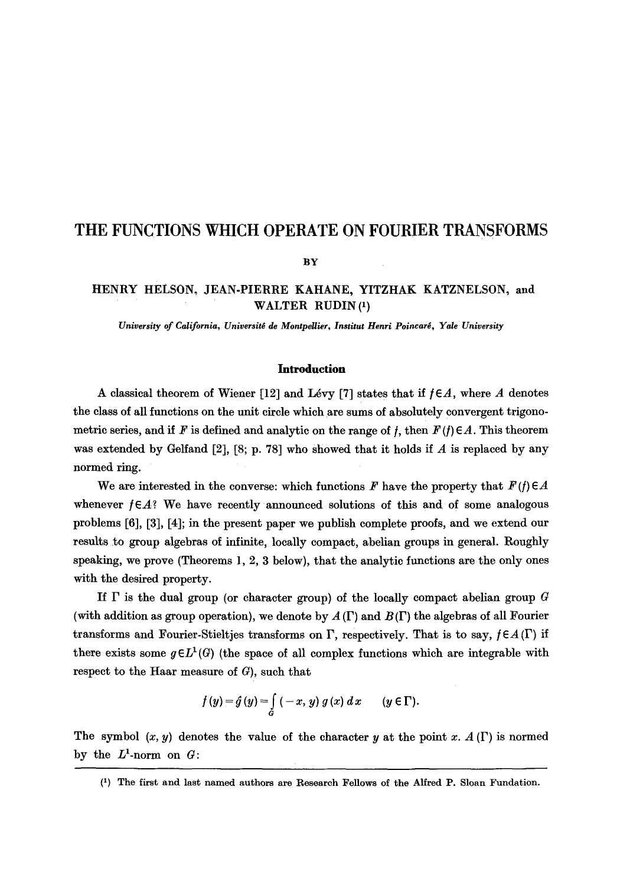# THE FUNCTIONS WHICH OPERATE ON FOURIER TRANSFORMS

BY

HENRY HELSON, JEAN-PIERRE KAHANE, YITZHAK KATZNELSON, and WALTER RUDIN [1]

*University of California, Université de Montpellier, Institut Henri Poincaré, Yale University*

## Introduction

A classical theorem of Wiener [12] and Lévy [7] states that if $f \in A$, where $A$ denotes the class of all functions on the unit circle which are sums of absolutely convergent trigonometric series, and if $F$ is defined and analytic on the range of $f$, then $F(f) \in A$. This theorem was extended by Gelfand [2], [8; p. 78] who showed that it holds if $A$ is replaced by any normed ring.

We are interested in the converse: which functions $F$ have the property that $F(f) \in A$ whenever $f \in A$? We have recently announced solutions of this and of some analogous problems [6], [3], [4]; in the present paper we publish complete proofs, and we extend our results to group algebras of infinite, locally compact, abelian groups in general. Roughly speaking, we prove (Theorems 1, 2, 3 below), that the analytic functions are the only ones with the desired property.

If $\Gamma$ is the dual group (or character group) of the locally compact abelian group $G$ (with addition as group operation), we denote by $A(\Gamma)$ and $B(\Gamma)$ the algebras of all Fourier transforms and Fourier-Stieltjes transforms on $\Gamma$, respectively. That is to say, $f \in A(\Gamma)$ if there exists some $g \in L^1(G)$ (the space of all complex functions which are integrable with respect to the Haar measure of $G$), such that

$$f(y) = \hat{g}(y) = \int_G (-x, y)\, g(x)\, dx \qquad (y \in \Gamma).$$

The symbol $(x, y)$ denotes the value of the character $y$ at the point $x$. $A(\Gamma)$ is normed by the $L^1$-norm on $G$:

[1] The first and last named authors are Research Fellows of the Alfred P. Sloan Fundation.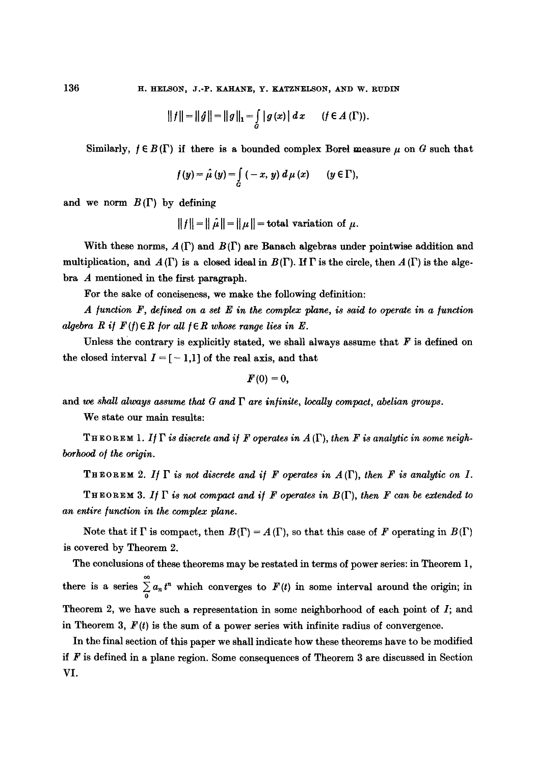$$\|f\| = \|\hat{g}\| = \|g\|_1 = \int_G |g(x)|\, dx \qquad (f \in A(\Gamma)).$$

Similarly, $f \in B(\Gamma)$ if there is a bounded complex Borel measure $\mu$ on $G$ such that

$$f(y) = \hat{\mu}(y) = \int_G (-x, y)\, d\mu(x) \qquad (y \in \Gamma),$$

and we norm $B(\Gamma)$ by defining

$$\|f\| = \|\hat{\mu}\| = \|\mu\| = \text{total variation of } \mu.$$

With these norms, $A(\Gamma)$ and $B(\Gamma)$ are Banach algebras under pointwise addition and multiplication, and $A(\Gamma)$ is a closed ideal in $B(\Gamma)$. If $\Gamma$ is the circle, then $A(\Gamma)$ is the algebra $A$ mentioned in the first paragraph.

For the sake of conciseness, we make the following definition:

*A function $F$, defined on a set $E$ in the complex plane, is said to operate in a function algebra $R$ if $F(f) \in R$ for all $f \in R$ whose range lies in $E$.*

Unless the contrary is explicitly stated, we shall always assume that $F$ is defined on the closed interval $I = [-1,1]$ of the real axis, and that

$$F(0) = 0,$$

and *we shall always assume that $G$ and $\Gamma$ are infinite, locally compact, abelian groups.*

We state our main results:

THEOREM 1. *If $\Gamma$ is discrete and if $F$ operates in $A(\Gamma)$, then $F$ is analytic in some neighborhood of the origin.*

THEOREM 2. *If $\Gamma$ is not discrete and if $F$ operates in $A(\Gamma)$, then $F$ is analytic on $I$.*

THEOREM 3. *If $\Gamma$ is not compact and if $F$ operates in $B(\Gamma)$, then $F$ can be extended to an entire function in the complex plane.*

Note that if $\Gamma$ is compact, then $B(\Gamma) = A(\Gamma)$, so that this case of $F$ operating in $B(\Gamma)$ is covered by Theorem 2.

The conclusions of these theorems may be restated in terms of power series: in Theorem 1, there is a series $\sum_0^\infty a_n t^n$ which converges to $F(t)$ in some interval around the origin; in Theorem 2, we have such a representation in some neighborhood of each point of $I$; and in Theorem 3, $F(t)$ is the sum of a power series with infinite radius of convergence.

In the final section of this paper we shall indicate how these theorems have to be modified if $F$ is defined in a plane region. Some consequences of Theorem 3 are discussed in Section VI.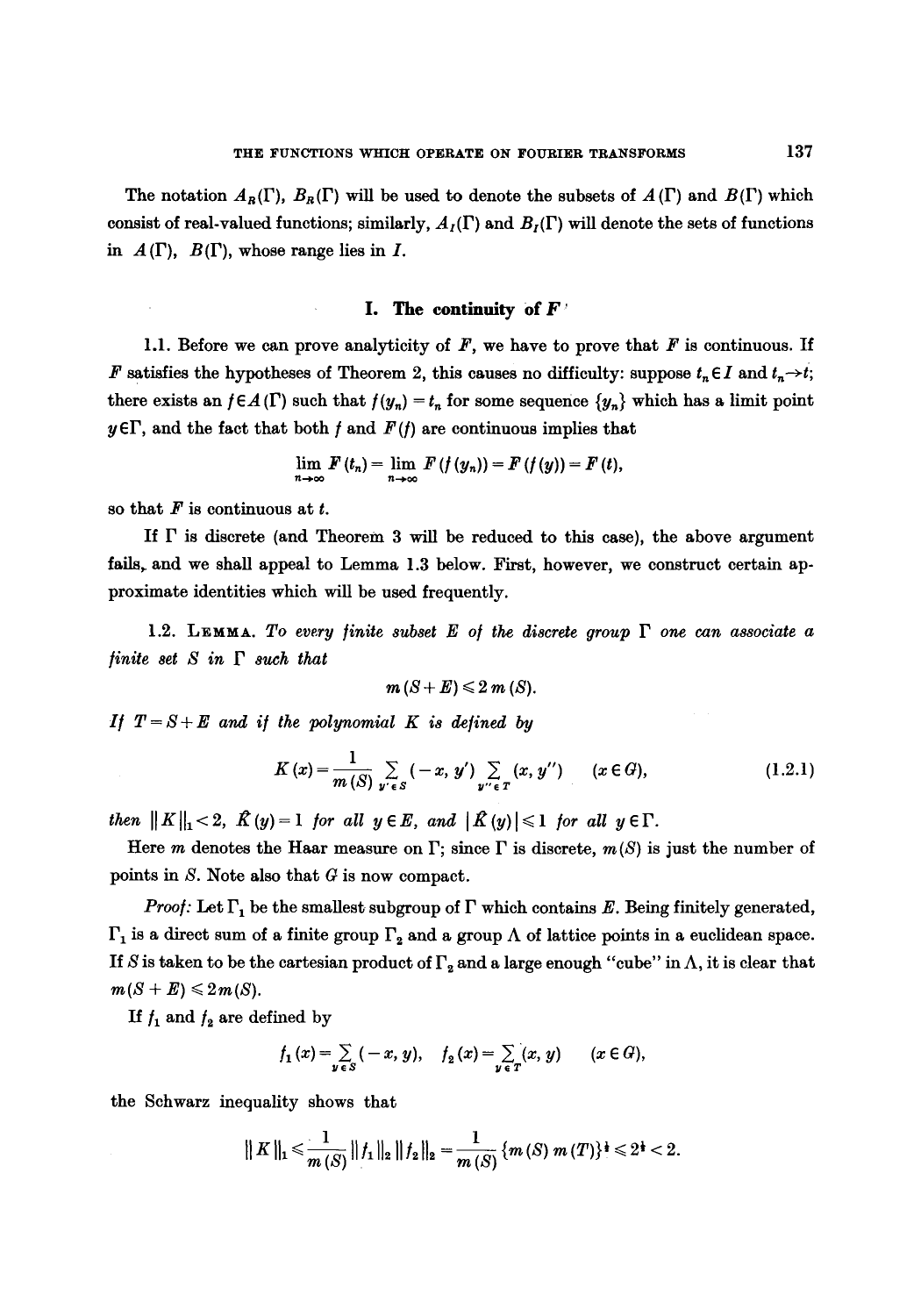The notation $A_R(\Gamma)$, $B_R(\Gamma)$ will be used to denote the subsets of $A(\Gamma)$ and $B(\Gamma)$ which consist of real-valued functions; similarly, $A_I(\Gamma)$ and $B_I(\Gamma)$ will denote the sets of functions in $A(\Gamma)$, $B(\Gamma)$, whose range lies in $I$.

## I. The continuity of $F$

1.1. Before we can prove analyticity of $F$, we have to prove that $F$ is continuous. If $F$ satisfies the hypotheses of Theorem 2, this causes no difficulty: suppose $t_n \in I$ and $t_n \to t$; there exists an $f \in A(\Gamma)$ such that $f(y_n) = t_n$ for some sequence $\{y_n\}$ which has a limit point $y \in \Gamma$, and the fact that both $f$ and $F(f)$ are continuous implies that

$$\lim_{n\to\infty} F(t_n) = \lim_{n\to\infty} F(f(y_n)) = F(f(y)) = F(t),$$

so that $F$ is continuous at $t$.

If $\Gamma$ is discrete (and Theorem 3 will be reduced to this case), the above argument fails, and we shall appeal to Lemma 1.3 below. First, however, we construct certain approximate identities which will be used frequently.

1.2. Lemma. *To every finite subset $E$ of the discrete group $\Gamma$ one can associate a finite set $S$ in $\Gamma$ such that*

$$m(S+E) \leqslant 2\,m(S).$$

*If $T = S + E$ and if the polynomial $K$ is defined by*

$$K(x) = \frac{1}{m(S)} \sum_{y' \in S} (-x, y') \sum_{y'' \in T} (x, y'') \qquad (x \in G), \tag{1.2.1}$$

*then $\|K\|_1 < 2$, $\hat{K}(y) = 1$ for all $y \in E$, and $|\hat{K}(y)| \leqslant 1$ for all $y \in \Gamma$.*

Here $m$ denotes the Haar measure on $\Gamma$; since $\Gamma$ is discrete, $m(S)$ is just the number of points in $S$. Note also that $G$ is now compact.

*Proof:* Let $\Gamma_1$ be the smallest subgroup of $\Gamma$ which contains $E$. Being finitely generated, $\Gamma_1$ is a direct sum of a finite group $\Gamma_2$ and a group $\Lambda$ of lattice points in a euclidean space. If $S$ is taken to be the cartesian product of $\Gamma_2$ and a large enough "cube" in $\Lambda$, it is clear that $m(S+E) \leqslant 2m(S)$.

If $f_1$ and $f_2$ are defined by

$$f_1(x) = \sum_{y \in S} (-x, y), \quad f_2(x) = \sum_{y \in T} (x, y) \qquad (x \in G),$$

the Schwarz inequality shows that

$$\|K\|_1 \leqslant \frac{1}{m(S)} \|f_1\|_2 \|f_2\|_2 = \frac{1}{m(S)} \{m(S)\, m(T)\}^{\frac{1}{2}} \leqslant 2^{\frac{1}{2}} < 2.$$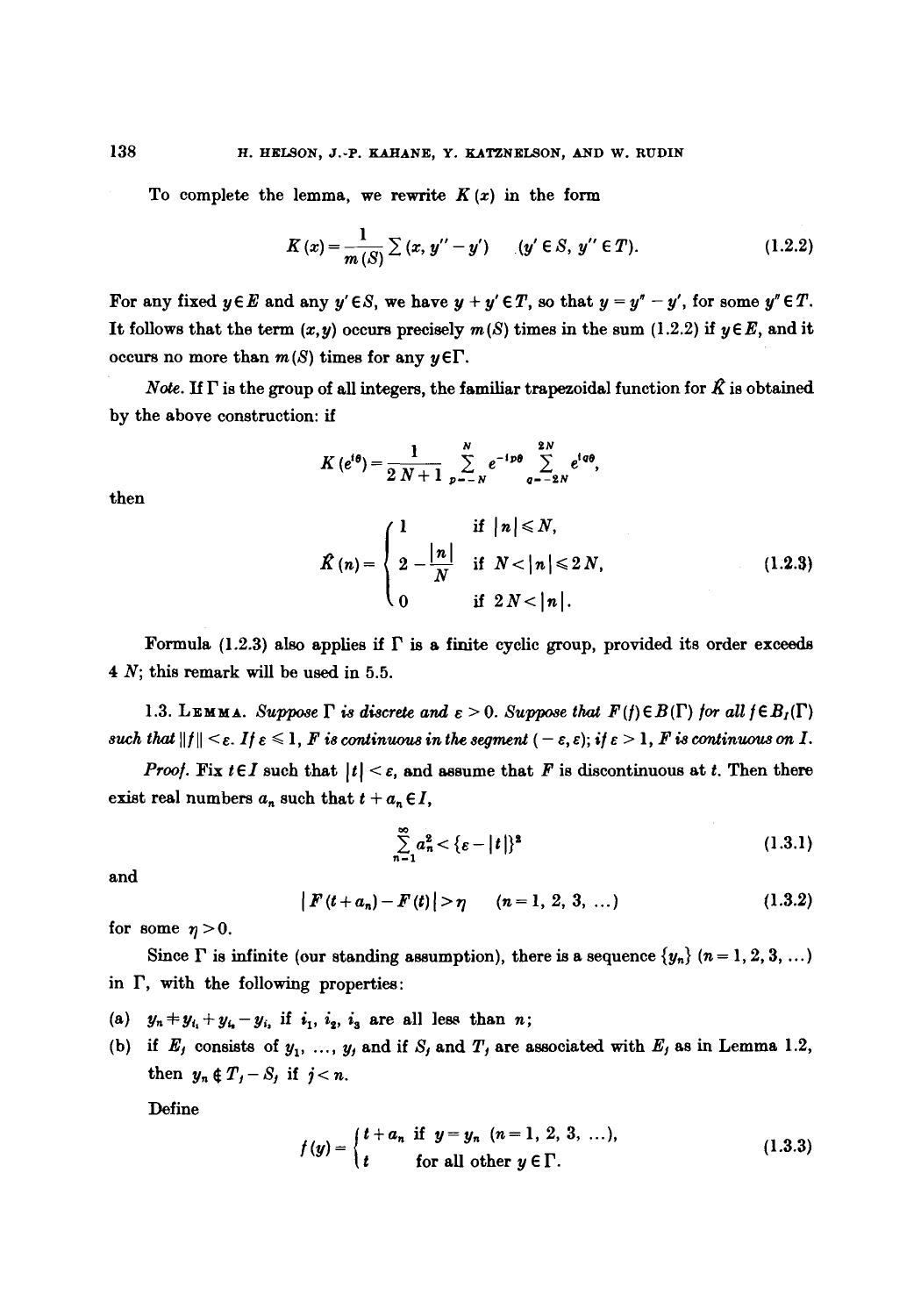To complete the lemma, we rewrite $K(x)$ in the form

$$K(x) = \frac{1}{m(S)} \sum (x, y'' - y') \qquad (y' \in S,\ y'' \in T). \tag{1.2.2}$$

For any fixed $y \in E$ and any $y' \in S$, we have $y + y' \in T$, so that $y = y'' - y'$, for some $y'' \in T$. It follows that the term $(x, y)$ occurs precisely $m(S)$ times in the sum (1.2.2) if $y \in E$, and it occurs no more than $m(S)$ times for any $y \in \Gamma$.

*Note.* If $\Gamma$ is the group of all integers, the familiar trapezoidal function for $\hat{K}$ is obtained by the above construction: if

$$K(e^{i\theta}) = \frac{1}{2N+1} \sum_{p=-N}^{N} e^{-ip\theta} \sum_{q=-2N}^{2N} e^{iq\theta},$$

then

$$\hat{K}(n) = \begin{cases} 1 & \text{if } |n| \leqslant N, \\ 2 - \dfrac{|n|}{N} & \text{if } N < |n| \leqslant 2N, \\ 0 & \text{if } 2N < |n|. \end{cases} \tag{1.2.3}$$

Formula (1.2.3) also applies if $\Gamma$ is a finite cyclic group, provided its order exceeds $4N$; this remark will be used in 5.5.

1.3. LEMMA. *Suppose $\Gamma$ is discrete and $\varepsilon > 0$. Suppose that $F(f) \in B(\Gamma)$ for all $f \in B_I(\Gamma)$ such that $\|f\| < \varepsilon$. If $\varepsilon \leqslant 1$, $F$ is continuous in the segment $(-\varepsilon, \varepsilon)$; if $\varepsilon > 1$, $F$ is continuous on $I$.*

*Proof.* Fix $t \in I$ such that $|t| < \varepsilon$, and assume that $F$ is discontinuous at $t$. Then there exist real numbers $a_n$ such that $t + a_n \in I$,

$$\sum_{n=1}^{\infty} a_n^2 < \{\varepsilon - |t|\}^2 \tag{1.3.1}$$

and

$$|F(t + a_n) - F(t)| > \eta \qquad (n = 1, 2, 3, \ldots) \tag{1.3.2}$$

for some $\eta > 0$.

Since $\Gamma$ is infinite (our standing assumption), there is a sequence $\{y_n\}$ $(n = 1, 2, 3, \ldots)$ in $\Gamma$, with the following properties:

(a) $y_n \neq y_{i_1} + y_{i_2} - y_{i_3}$ if $i_1, i_2, i_3$ are all less than $n$;

(b) if $E_j$ consists of $y_1, \ldots, y_j$ and if $S_j$ and $T_j$ are associated with $E_j$ as in Lemma 1.2, then $y_n \notin T_j - S_j$ if $j < n$.

Define

$$f(y) = \begin{cases} t + a_n & \text{if } y = y_n \ (n = 1, 2, 3, \ldots), \\ t & \text{for all other } y \in \Gamma. \end{cases} \tag{1.3.3}$$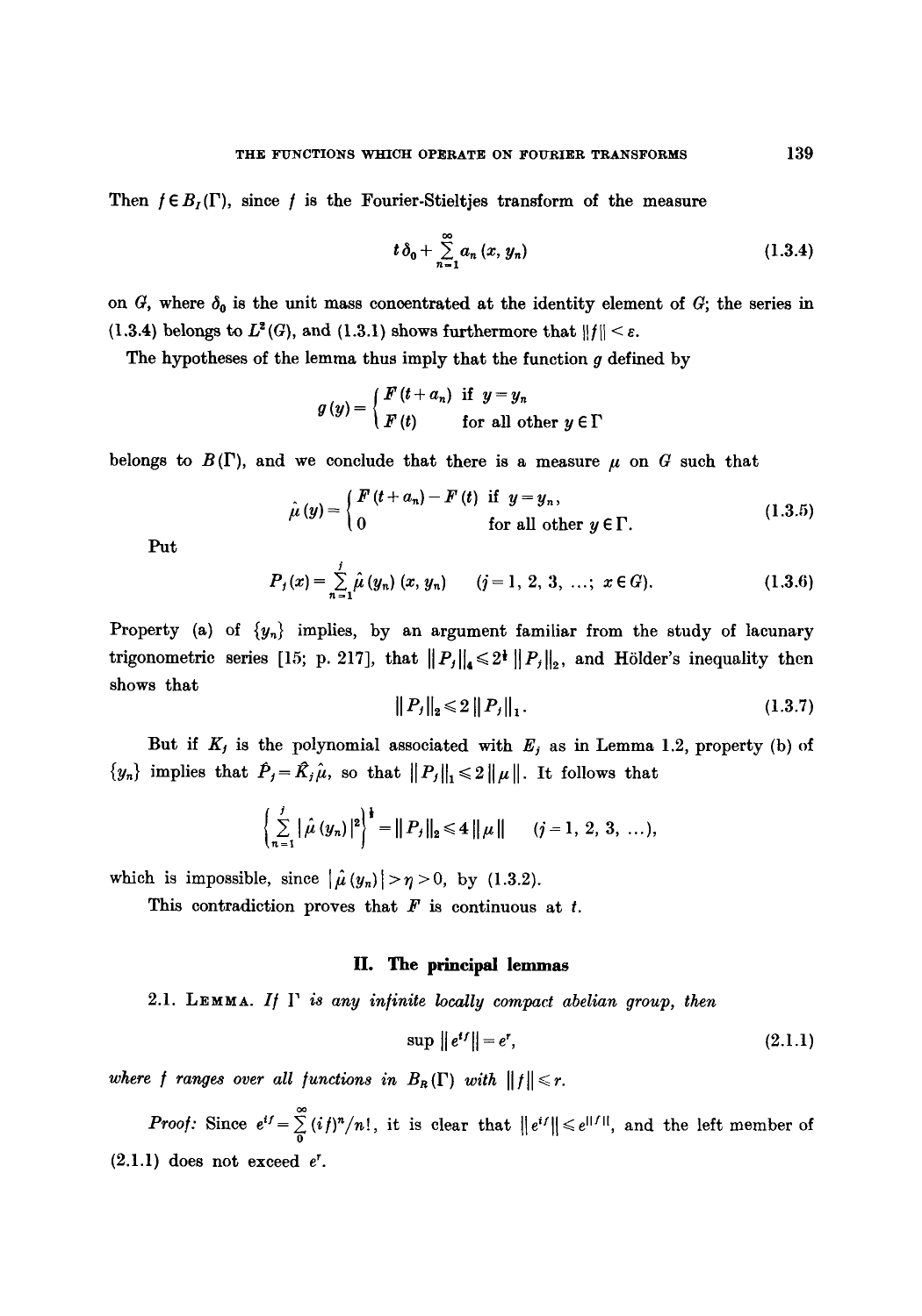Then $f \in B_I(\Gamma)$, since $f$ is the Fourier-Stieltjes transform of the measure

$$t\,\delta_0 + \sum_{n=1}^{\infty} a_n\,(x, y_n) \tag{1.3.4}$$

on $G$, where $\delta_0$ is the unit mass concentrated at the identity element of $G$; the series in (1.3.4) belongs to $L^2(G)$, and (1.3.1) shows furthermore that $\|f\| < \varepsilon$.

The hypotheses of the lemma thus imply that the function $g$ defined by

$$g(y) = \begin{cases} F(t + a_n) & \text{if } y = y_n \\ F(t) & \text{for all other } y \in \Gamma \end{cases}$$

belongs to $B(\Gamma)$, and we conclude that there is a measure $\mu$ on $G$ such that

$$\hat{\mu}(y) = \begin{cases} F(t + a_n) - F(t) & \text{if } y = y_n, \\ 0 & \text{for all other } y \in \Gamma. \end{cases} \tag{1.3.5}$$

Put

$$P_j(x) = \sum_{n=1}^{j} \hat{\mu}(y_n)\,(x, y_n) \qquad (j = 1, 2, 3, \ldots;\ x \in G). \tag{1.3.6}$$

Property (a) of $\{y_n\}$ implies, by an argument familiar from the study of lacunary trigonometric series [15; p. 217], that $\|P_j\|_4 \leqslant 2^{\frac{1}{2}} \|P_j\|_2$, and Hölder's inequality then shows that

$$\|P_j\|_2 \leqslant 2\,\|P_j\|_1. \tag{1.3.7}$$

But if $K_j$ is the polynomial associated with $E_j$ as in Lemma 1.2, property (b) of $\{y_n\}$ implies that $\hat{P}_j = \hat{K}_j \hat{\mu}$, so that $\|P_j\|_1 \leqslant 2\,\|\mu\|$. It follows that

$$\left\{ \sum_{n=1}^{j} |\hat{\mu}(y_n)|^2 \right\}^{\frac{1}{2}} = \|P_j\|_2 \leqslant 4\,\|\mu\| \qquad (j = 1, 2, 3, \ldots),$$

which is impossible, since $|\hat{\mu}(y_n)| > \eta > 0$, by (1.3.2).

This contradiction proves that $F$ is continuous at $t$.

## II. The principal lemmas

2.1. **Lemma.** *If $\Gamma$ is any infinite locally compact abelian group, then*

$$\sup \|e^{if}\| = e^r, \tag{2.1.1}$$

*where $f$ ranges over all functions in $B_R(\Gamma)$ with $\|f\| \leqslant r$.*

*Proof:* Since $e^{if} = \sum_{0}^{\infty} (if)^n / n!$, it is clear that $\|e^{if}\| \leqslant e^{\|f\|}$, and the left member of (2.1.1) does not exceed $e^r$.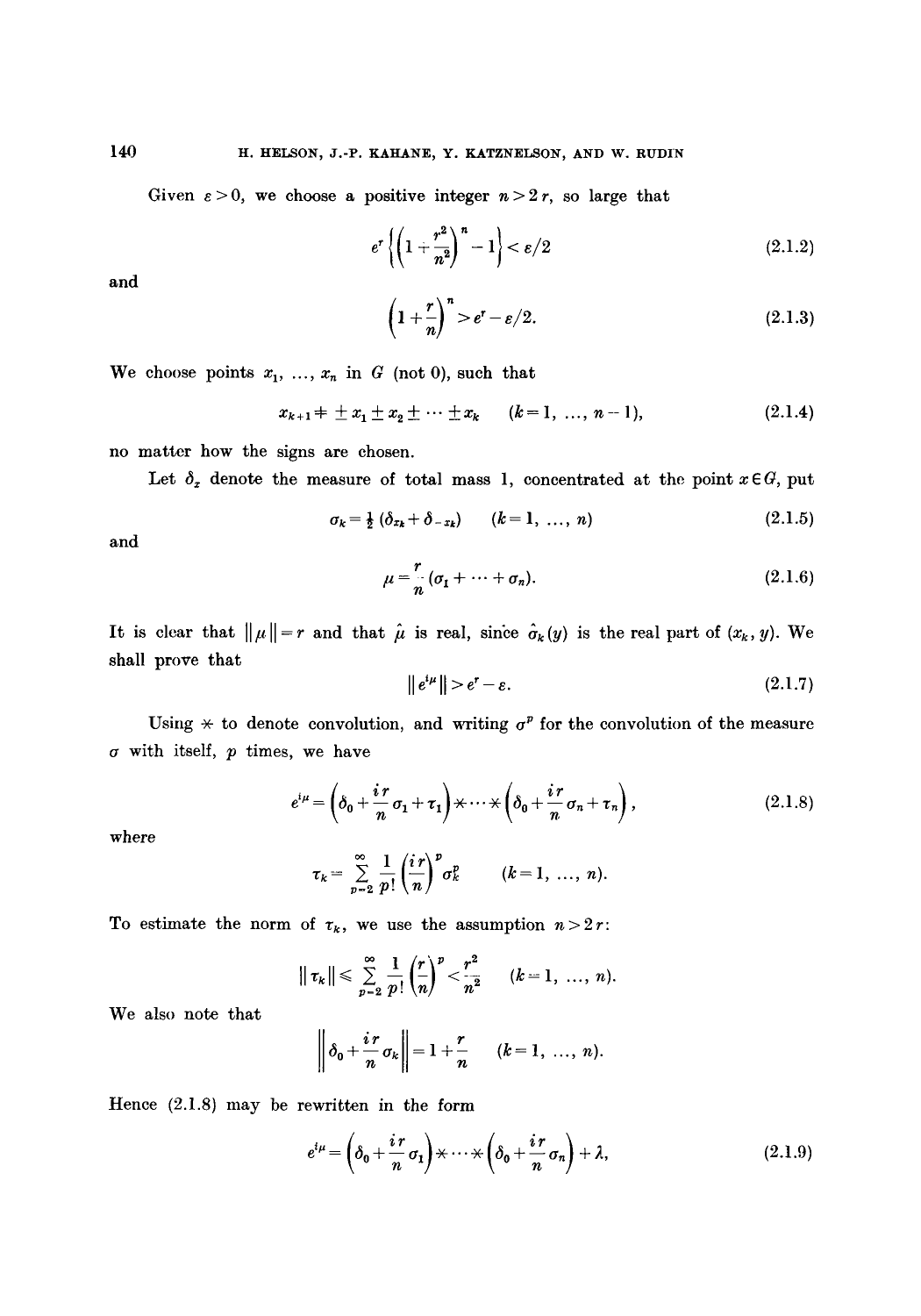Given $\varepsilon > 0$, we choose a positive integer $n > 2r$, so large that

$$e^r \left\{ \left(1 + \frac{r^2}{n^2}\right)^n - 1 \right\} < \varepsilon/2 \tag{2.1.2}$$

and

$$\left(1 + \frac{r}{n}\right)^n > e^r - \varepsilon/2. \tag{2.1.3}$$

We choose points $x_1, \ldots, x_n$ in $G$ (not 0), such that

$$x_{k+1} \neq \pm x_1 \pm x_2 \pm \cdots \pm x_k \qquad (k = 1, \ldots, n-1), \tag{2.1.4}$$

no matter how the signs are chosen.

Let $\delta_x$ denote the measure of total mass 1, concentrated at the point $x \in G$, put

$$\sigma_k = \tfrac{1}{2}(\delta_{x_k} + \delta_{-x_k}) \qquad (k = 1, \ldots, n) \tag{2.1.5}$$

and

$$\mu = \frac{r}{n}(\sigma_1 + \cdots + \sigma_n). \tag{2.1.6}$$

It is clear that $\|\mu\| = r$ and that $\hat{\mu}$ is real, since $\hat{\sigma}_k(y)$ is the real part of $(x_k, y)$. We shall prove that

$$\|e^{i\mu}\| > e^r - \varepsilon. \tag{2.1.7}$$

Using $*$ to denote convolution, and writing $\sigma^p$ for the convolution of the measure $\sigma$ with itself, $p$ times, we have

$$e^{i\mu} = \left(\delta_0 + \frac{ir}{n}\sigma_1 + \tau_1\right) * \cdots * \left(\delta_0 + \frac{ir}{n}\sigma_n + \tau_n\right), \tag{2.1.8}$$

where

$$\tau_k = \sum_{p=2}^{\infty} \frac{1}{p!}\left(\frac{ir}{n}\right)^p \sigma_k^p \qquad (k = 1, \ldots, n).$$

To estimate the norm of $\tau_k$, we use the assumption $n > 2r$:

$$\|\tau_k\| \leqslant \sum_{p=2}^{\infty} \frac{1}{p!}\left(\frac{r}{n}\right)^p < \frac{r^2}{n^2} \qquad (k = 1, \ldots, n).$$

We also note that

$$\left\| \delta_0 + \frac{ir}{n}\sigma_k \right\| = 1 + \frac{r}{n} \qquad (k = 1, \ldots, n).$$

Hence (2.1.8) may be rewritten in the form

$$e^{i\mu} = \left(\delta_0 + \frac{ir}{n}\sigma_1\right) * \cdots * \left(\delta_0 + \frac{ir}{n}\sigma_n\right) + \lambda, \tag{2.1.9}$$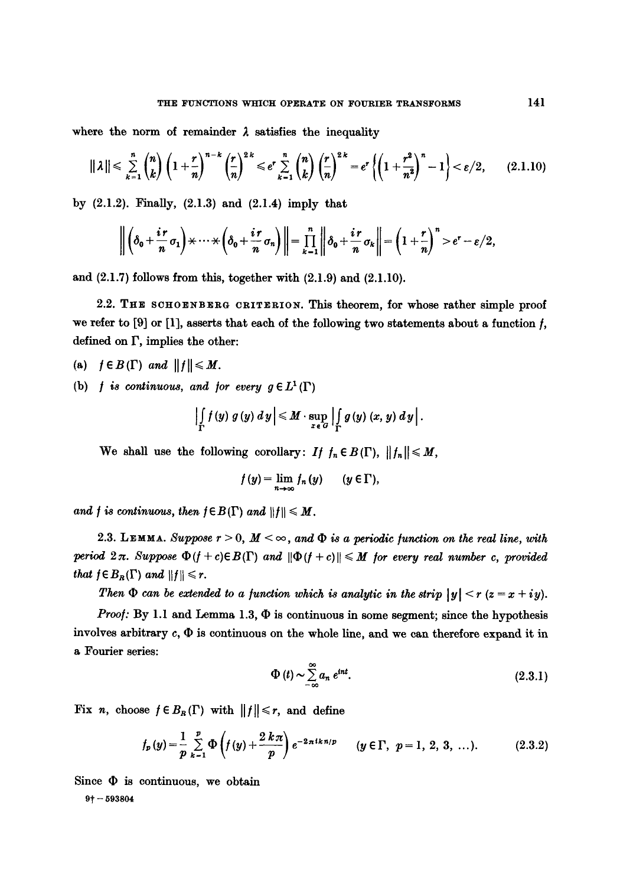where the norm of remainder $\lambda$ satisfies the inequality

$$\|\lambda\| \leqslant \sum_{k=1}^{n} \binom{n}{k} \left(1+\frac{r}{n}\right)^{n-k} \left(\frac{r}{n}\right)^{2k} \leqslant e^r \sum_{k=1}^{n} \binom{n}{k} \left(\frac{r}{n}\right)^{2k} = e^r \left\{\left(1+\frac{r^2}{n^2}\right)^n - 1\right\} < \varepsilon/2, \tag{2.1.10}$$

by (2.1.2). Finally, (2.1.3) and (2.1.4) imply that

$$\left\| \left(\delta_0 + \frac{ir}{n}\sigma_1\right) * \cdots * \left(\delta_0 + \frac{ir}{n}\sigma_n\right) \right\| = \prod_{k=1}^{n} \left\| \delta_0 + \frac{ir}{n}\sigma_k \right\| = \left(1+\frac{r}{n}\right)^n > e^r - \varepsilon/2,$$

and (2.1.7) follows from this, together with (2.1.9) and (2.1.10).

2.2. THE SCHOENBERG CRITERION. This theorem, for whose rather simple proof we refer to [9] or [1], asserts that each of the following two statements about a function $f$, defined on $\Gamma$, implies the other:

(a) $f \in B(\Gamma)$ *and* $\|f\| \leqslant M$.

(b) $f$ *is continuous, and for every* $g \in L^1(\Gamma)$

$$\left| \int_\Gamma f(y)\, g(y)\, dy \right| \leqslant M \cdot \sup_{x \in G} \left| \int_\Gamma g(y)\,(x, y)\, dy \right|.$$

We shall use the following corollary: *If* $f_n \in B(\Gamma)$, $\|f_n\| \leqslant M$,

$$f(y) = \lim_{n\to\infty} f_n(y) \qquad (y \in \Gamma),$$

*and* $f$ *is continuous, then* $f \in B(\Gamma)$ *and* $\|f\| \leqslant M$.

2.3. LEMMA. *Suppose* $r > 0$, $M < \infty$, *and* $\Phi$ *is a periodic function on the real line, with period* $2\pi$. *Suppose* $\Phi(f+c) \in B(\Gamma)$ *and* $\|\Phi(f+c)\| \leqslant M$ *for every real number* $c$, *provided that* $f \in B_R(\Gamma)$ *and* $\|f\| \leqslant r$.

*Then* $\Phi$ *can be extended to a function which is analytic in the strip* $|y| < r$ $(z = x + iy)$.

*Proof:* By 1.1 and Lemma 1.3, $\Phi$ is continuous in some segment; since the hypothesis involves arbitrary $c$, $\Phi$ is continuous on the whole line, and we can therefore expand it in a Fourier series:

$$\Phi(t) \sim \sum_{-\infty}^{\infty} a_n e^{int}. \tag{2.3.1}$$

Fix $n$, choose $f \in B_R(\Gamma)$ with $\|f\| \leqslant r$, and define

$$f_p(y) = \frac{1}{p} \sum_{k=1}^{p} \Phi\left(f(y) + \frac{2k\pi}{p}\right) e^{-2\pi ikn/p} \qquad (y \in \Gamma,\ p = 1, 2, 3, \ldots). \tag{2.3.2}$$

Since $\Phi$ is continuous, we obtain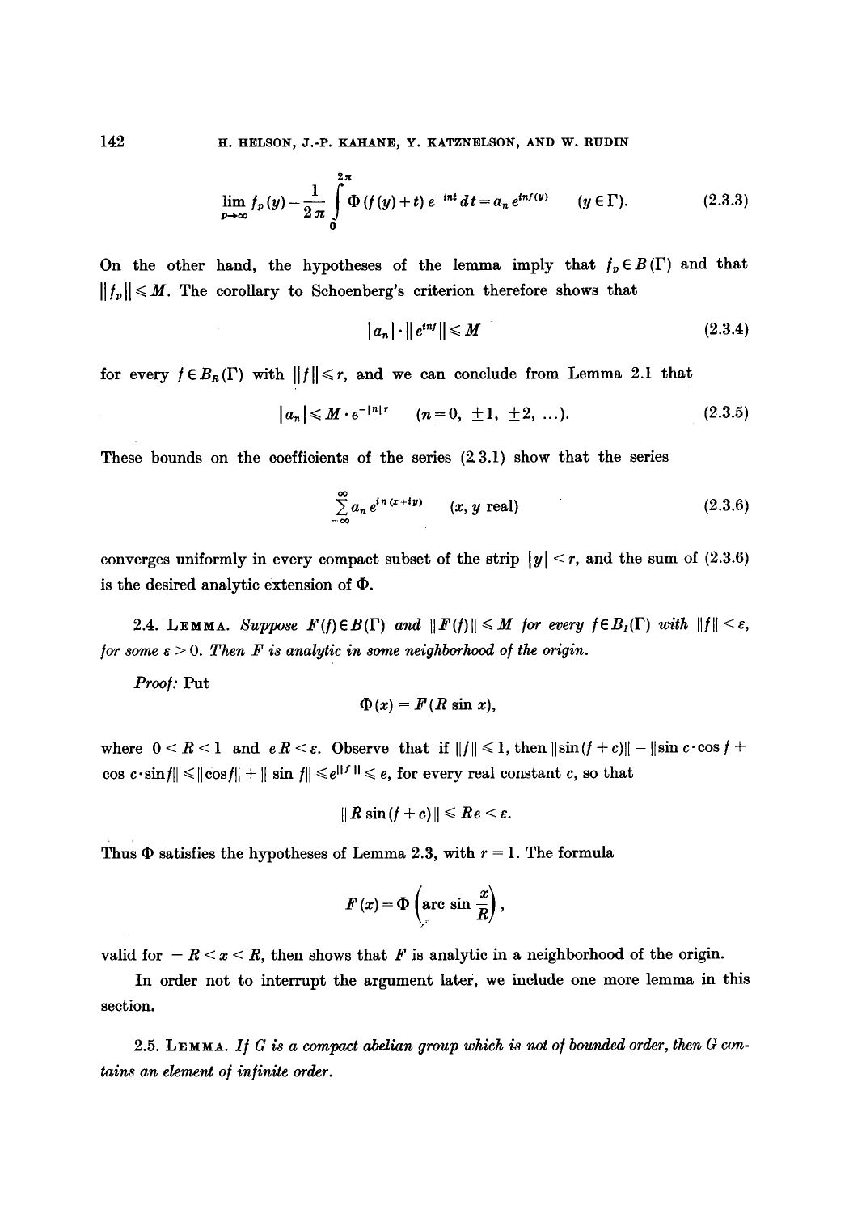$$\lim_{p\to\infty} f_p(y) = \frac{1}{2\pi}\int_0^{2\pi} \Phi(f(y)+t)\, e^{-int}\, dt = a_n e^{inf(y)} \qquad (y \in \Gamma). \tag{2.3.3}$$

On the other hand, the hypotheses of the lemma imply that $f_p \in B(\Gamma)$ and that $\|f_p\| \leqslant M$. The corollary to Schoenberg's criterion therefore shows that

$$|a_n| \cdot \|e^{inf}\| \leqslant M \tag{2.3.4}$$

for every $f \in B_R(\Gamma)$ with $\|f\| \leqslant r$, and we can conclude from Lemma 2.1 that

$$|a_n| \leqslant M \cdot e^{-|n|r} \qquad (n = 0, \pm 1, \pm 2, \ldots). \tag{2.3.5}$$

These bounds on the coefficients of the series (2.3.1) show that the series

$$\sum_{-\infty}^{\infty} a_n e^{in(x+iy)} \qquad (x, y \text{ real}) \tag{2.3.6}$$

converges uniformly in every compact subset of the strip $|y| < r$, and the sum of (2.3.6) is the desired analytic extension of $\Phi$.

2.4. Lemma. *Suppose $F(f) \in B(\Gamma)$ and $\|F(f)\| \leqslant M$ for every $f \in B_I(\Gamma)$ with $\|f\| < \varepsilon$, for some $\varepsilon > 0$. Then $F$ is analytic in some neighborhood of the origin.*

*Proof:* Put

$$\Phi(x) = F(R \sin x),$$

where $0 < R < 1$ and $eR < \varepsilon$. Observe that if $\|f\| \leqslant 1$, then $\|\sin(f+c)\| = \|\sin c \cdot \cos f + \cos c \cdot \sin f\| \leqslant \|\cos f\| + \|\sin f\| \leqslant e^{\|f\|} \leqslant e$, for every real constant $c$, so that

$$\|R \sin(f+c)\| \leqslant Re < \varepsilon.$$

Thus $\Phi$ satisfies the hypotheses of Lemma 2.3, with $r = 1$. The formula

$$F(x) = \Phi\left(\arcsin \frac{x}{R}\right),$$

valid for $-R < x < R$, then shows that $F$ is analytic in a neighborhood of the origin.

In order not to interrupt the argument later, we include one more lemma in this section.

2.5. Lemma. *If $G$ is a compact abelian group which is not of bounded order, then $G$ contains an element of infinite order.*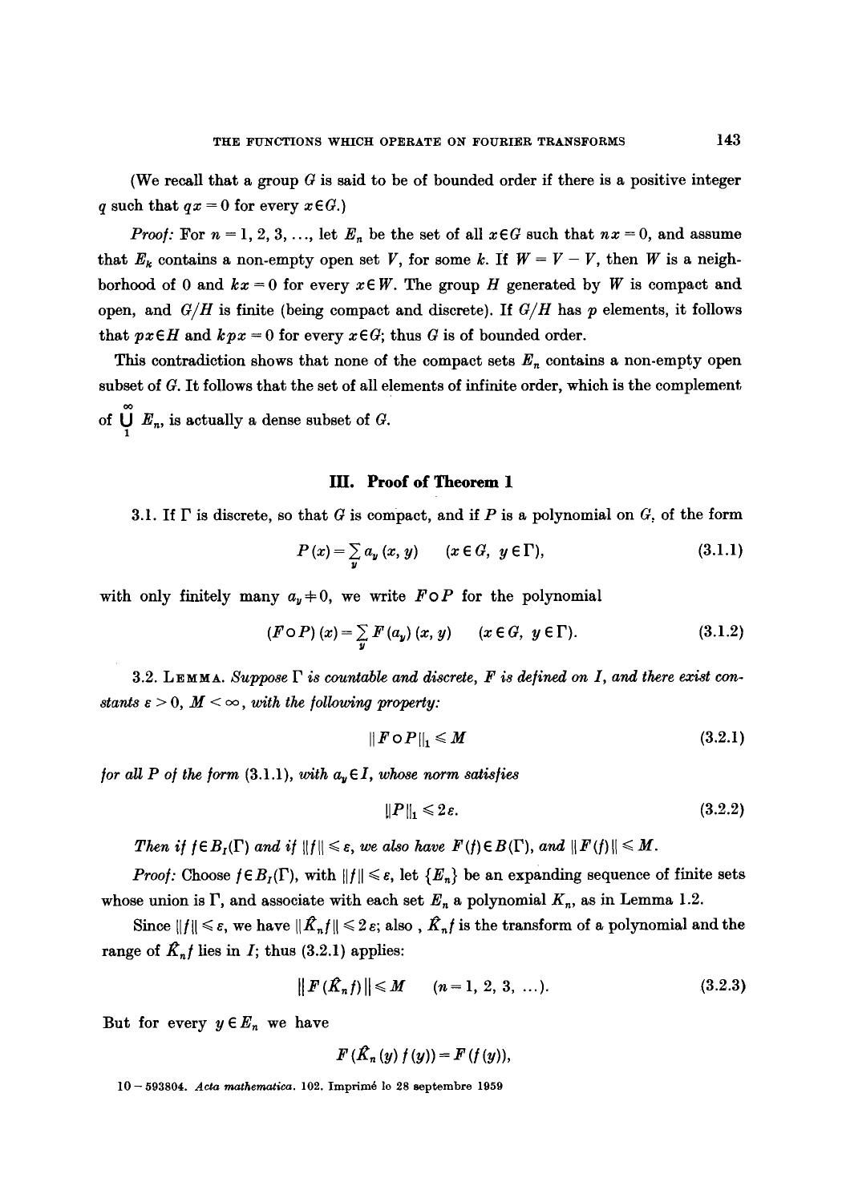(We recall that a group $G$ is said to be of bounded order if there is a positive integer $q$ such that $qx = 0$ for every $x \in G$.)

*Proof:* For $n = 1, 2, 3, \ldots$, let $E_n$ be the set of all $x \in G$ such that $nx = 0$, and assume that $E_k$ contains a non-empty open set $V$, for some $k$. If $W = V - V$, then $W$ is a neighborhood of 0 and $kx = 0$ for every $x \in W$. The group $H$ generated by $W$ is compact and open, and $G/H$ is finite (being compact and discrete). If $G/H$ has $p$ elements, it follows that $px \in H$ and $kpx = 0$ for every $x \in G$; thus $G$ is of bounded order.

This contradiction shows that none of the compact sets $E_n$ contains a non-empty open subset of $G$. It follows that the set of all elements of infinite order, which is the complement of $\bigcup_1^\infty E_n$, is actually a dense subset of $G$.

## III. Proof of Theorem 1

3.1. If $\Gamma$ is discrete, so that $G$ is compact, and if $P$ is a polynomial on $G$, of the form

$$P(x) = \sum_y a_y (x, y) \qquad (x \in G, \ y \in \Gamma), \tag{3.1.1}$$

with only finitely many $a_y \neq 0$, we write $F \circ P$ for the polynomial

$$(F \circ P)(x) = \sum_y F(a_y)(x, y) \qquad (x \in G, \ y \in \Gamma). \tag{3.1.2}$$

3.2. LEMMA. *Suppose $\Gamma$ is countable and discrete, $F$ is defined on $I$, and there exist constants $\varepsilon > 0$, $M < \infty$, with the following property:*

$$\| F \circ P \|_1 \leqslant M \tag{3.2.1}$$

*for all $P$ of the form* (3.1.1), *with $a_y \in I$, whose norm satisfies*

$$\|P\|_1 \leqslant 2\varepsilon. \tag{3.2.2}$$

*Then if $f \in B_I(\Gamma)$ and if $\|f\| \leqslant \varepsilon$, we also have $F(f) \in B(\Gamma)$, and $\|F(f)\| \leqslant M$.*

*Proof:* Choose $f \in B_I(\Gamma)$, with $\|f\| \leqslant \varepsilon$, let $\{E_n\}$ be an expanding sequence of finite sets whose union is $\Gamma$, and associate with each set $E_n$ a polynomial $K_n$, as in Lemma 1.2.

Since $\|f\| \leqslant \varepsilon$, we have $\|\hat{K}_n f\| \leqslant 2\varepsilon$; also, $\hat{K}_n f$ is the transform of a polynomial and the range of $\hat{K}_n f$ lies in $I$; thus (3.2.1) applies:

$$\| F(\hat{K}_n f) \| \leqslant M \qquad (n = 1, 2, 3, \ldots). \tag{3.2.3}$$

But for every $y \in E_n$ we have

$$F(\hat{K}_n(y) f(y)) = F(f(y)),$$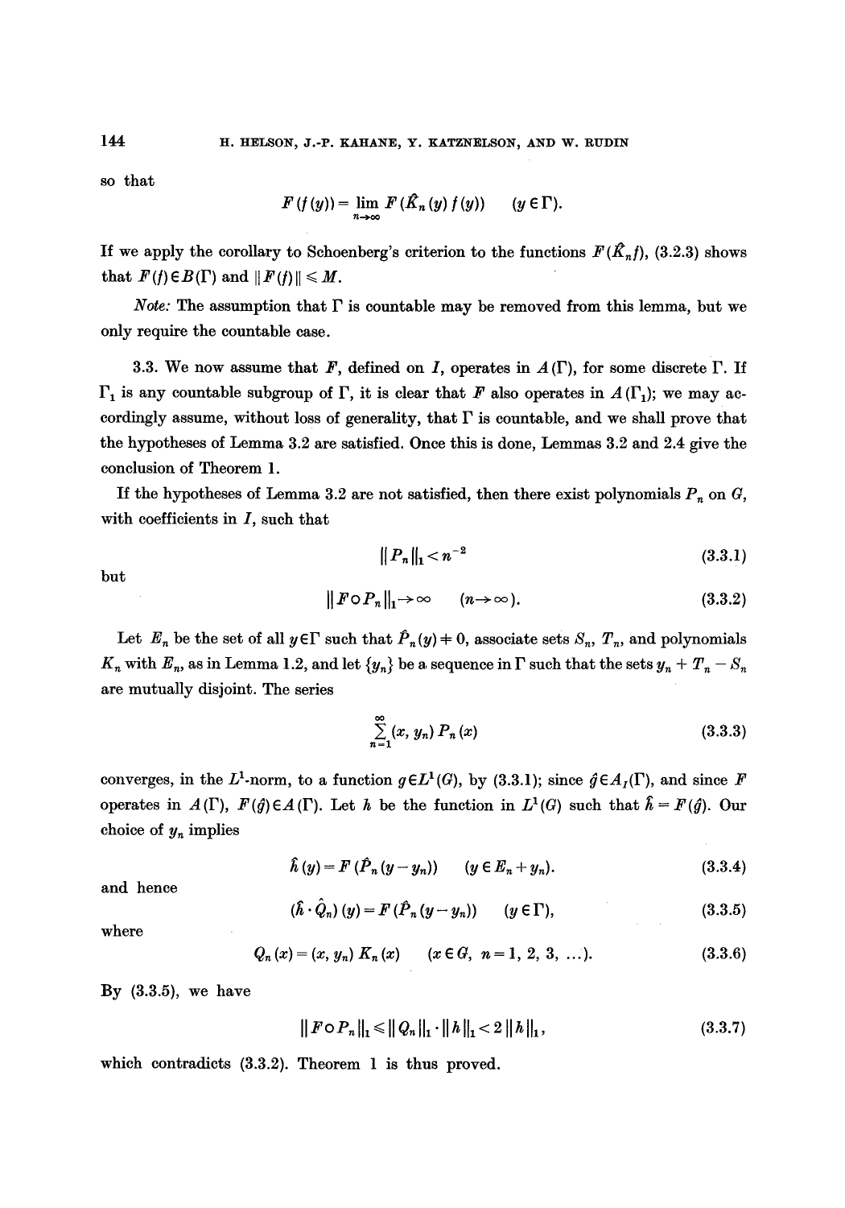so that

$$F(f(y)) = \lim_{n\to\infty} F(\hat{K}_n(y) f(y)) \qquad (y \in \Gamma).$$

If we apply the corollary to Schoenberg's criterion to the functions $F(\hat{K}_n f)$, (3.2.3) shows that $F(f) \in B(\Gamma)$ and $\|F(f)\| \leq M$.

*Note:* The assumption that $\Gamma$ is countable may be removed from this lemma, but we only require the countable case.

3.3. We now assume that $F$, defined on $I$, operates in $A(\Gamma)$, for some discrete $\Gamma$. If $\Gamma_1$ is any countable subgroup of $\Gamma$, it is clear that $F$ also operates in $A(\Gamma_1)$; we may accordingly assume, without loss of generality, that $\Gamma$ is countable, and we shall prove that the hypotheses of Lemma 3.2 are satisfied. Once this is done, Lemmas 3.2 and 2.4 give the conclusion of Theorem 1.

If the hypotheses of Lemma 3.2 are not satisfied, then there exist polynomials $P_n$ on $G$, with coefficients in $I$, such that

$$\|P_n\|_1 < n^{-2} \tag{3.3.1}$$

but

$$\|F \circ P_n\|_1 \to \infty \qquad (n \to \infty). \tag{3.3.2}$$

Let $E_n$ be the set of all $y \in \Gamma$ such that $\hat{P}_n(y) \neq 0$, associate sets $S_n$, $T_n$, and polynomials $K_n$ with $E_n$, as in Lemma 1.2, and let $\{y_n\}$ be a sequence in $\Gamma$ such that the sets $y_n + T_n - S_n$ are mutually disjoint. The series

$$\sum_{n=1}^{\infty} (x, y_n) P_n(x) \tag{3.3.3}$$

converges, in the $L^1$-norm, to a function $g \in L^1(G)$, by (3.3.1); since $\hat{g} \in A_I(\Gamma)$, and since $F$ operates in $A(\Gamma)$, $F(\hat{g}) \in A(\Gamma)$. Let $h$ be the function in $L^1(G)$ such that $\hat{h} = F(\hat{g})$. Our choice of $y_n$ implies

$$\hat{h}(y) = F(\hat{P}_n(y - y_n)) \qquad (y \in E_n + y_n). \tag{3.3.4}$$

and hence

$$(\hat{h} \cdot \hat{Q}_n)(y) = F(\hat{P}_n(y - y_n)) \qquad (y \in \Gamma), \tag{3.3.5}$$

where

$$Q_n(x) = (x, y_n) K_n(x) \qquad (x \in G, \; n = 1, 2, 3, \ldots). \tag{3.3.6}$$

By (3.3.5), we have

$$\|F \circ P_n\|_1 \leq \|Q_n\|_1 \cdot \|h\|_1 < 2\|h\|_1, \tag{3.3.7}$$

which contradicts (3.3.2). Theorem 1 is thus proved.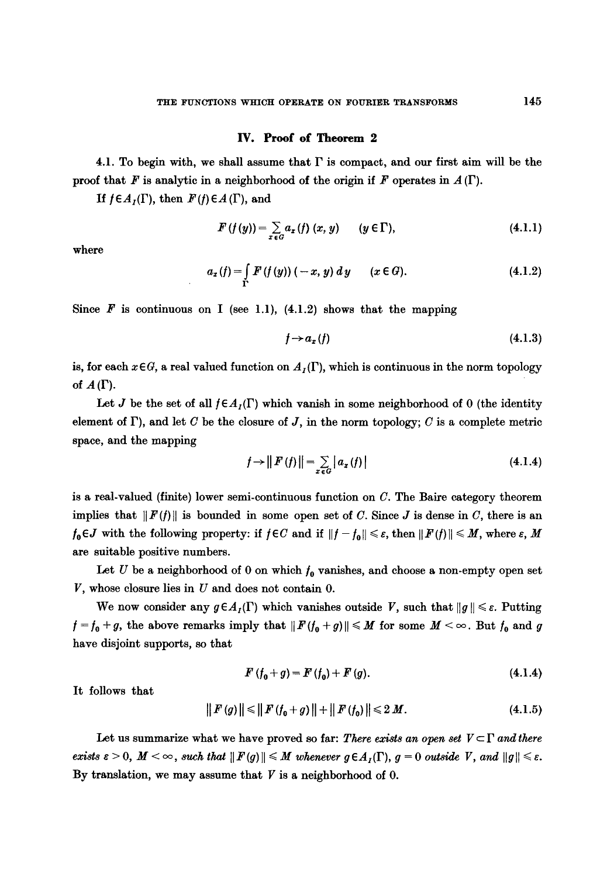## IV. Proof of Theorem 2

4.1. To begin with, we shall assume that $\Gamma$ is compact, and our first aim will be the proof that $F$ is analytic in a neighborhood of the origin if $F$ operates in $A(\Gamma)$.

If $f \in A_I(\Gamma)$, then $F(f) \in A(\Gamma)$, and

$$F(f(y)) = \sum_{x \in G} a_x(f)(x, y) \qquad (y \in \Gamma), \tag{4.1.1}$$

where

$$a_x(f) = \int_\Gamma F(f(y))(-x, y)\, dy \qquad (x \in G). \tag{4.1.2}$$

Since $F$ is continuous on I (see 1.1), (4.1.2) shows that the mapping

$$f \to a_x(f) \tag{4.1.3}$$

is, for each $x \in G$, a real valued function on $A_I(\Gamma)$, which is continuous in the norm topology of $A(\Gamma)$.

Let $J$ be the set of all $f \in A_I(\Gamma)$ which vanish in some neighborhood of 0 (the identity element of $\Gamma$), and let $C$ be the closure of $J$, in the norm topology; $C$ is a complete metric space, and the mapping

$$f \to \| F(f) \| = \sum_{x \in G} | a_x(f) | \tag{4.1.4}$$

is a real-valued (finite) lower semi-continuous function on $C$. The Baire category theorem implies that $\|F(f)\|$ is bounded in some open set of $C$. Since $J$ is dense in $C$, there is an $f_0 \in J$ with the following property: if $f \in C$ and if $\|f - f_0\| \leqslant \varepsilon$, then $\|F(f)\| \leqslant M$, where $\varepsilon$, $M$ are suitable positive numbers.

Let $U$ be a neighborhood of 0 on which $f_0$ vanishes, and choose a non-empty open set $V$, whose closure lies in $U$ and does not contain 0.

We now consider any $g \in A_I(\Gamma)$ which vanishes outside $V$, such that $\|g\| \leqslant \varepsilon$. Putting $f = f_0 + g$, the above remarks imply that $\|F(f_0 + g)\| \leqslant M$ for some $M < \infty$. But $f_0$ and $g$ have disjoint supports, so that

$$F(f_0 + g) = F(f_0) + F(g). \tag{4.1.4}$$

It follows that

$$\|F(g)\| \leqslant \|F(f_0 + g)\| + \|F(f_0)\| \leqslant 2M. \tag{4.1.5}$$

Let us summarize what we have proved so far: *There exists an open set $V \subset \Gamma$ and there exists $\varepsilon > 0$, $M < \infty$, such that $\|F(g)\| \leqslant M$ whenever $g \in A_I(\Gamma)$, $g = 0$ outside $V$, and $\|g\| \leqslant \varepsilon$.* By translation, we may assume that $V$ is a neighborhood of 0.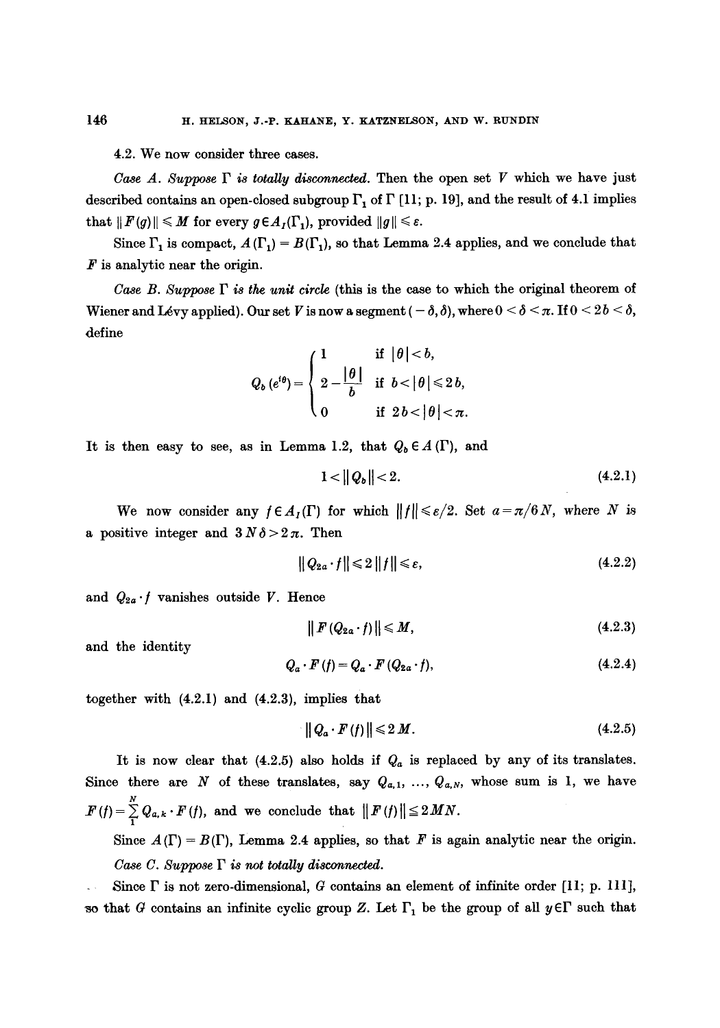4.2. We now consider three cases.

*Case A. Suppose $\Gamma$ is totally disconnected.* Then the open set $V$ which we have just described contains an open-closed subgroup $\Gamma_1$ of $\Gamma$ [11; p. 19], and the result of 4.1 implies that $\|F(g)\| \leqslant M$ for every $g \in A_I(\Gamma_1)$, provided $\|g\| \leqslant \varepsilon$.

Since $\Gamma_1$ is compact, $A(\Gamma_1) = B(\Gamma_1)$, so that Lemma 2.4 applies, and we conclude that $F$ is analytic near the origin.

*Case B. Suppose $\Gamma$ is the unit circle* (this is the case to which the original theorem of Wiener and Lévy applied). Our set $V$ is now a segment $(-\delta, \delta)$, where $0 < \delta < \pi$. If $0 < 2b < \delta$, define

$$Q_b(e^{i\theta}) = \begin{cases} 1 & \text{if } |\theta| < b, \\ 2 - \dfrac{|\theta|}{b} & \text{if } b < |\theta| \leqslant 2b, \\ 0 & \text{if } 2b < |\theta| < \pi. \end{cases}$$

It is then easy to see, as in Lemma 1.2, that $Q_b \in A(\Gamma)$, and

$$1 < \|Q_b\| < 2. \tag{4.2.1}$$

We now consider any $f \in A_I(\Gamma)$ for which $\|f\| \leqslant \varepsilon/2$. Set $a = \pi/6N$, where $N$ is a positive integer and $3N\delta > 2\pi$. Then

$$\|Q_{2a} \cdot f\| \leqslant 2\|f\| \leqslant \varepsilon, \tag{4.2.2}$$

and $Q_{2a} \cdot f$ vanishes outside $V$. Hence

$$\|F(Q_{2a} \cdot f)\| \leqslant M, \tag{4.2.3}$$

and the identity

$$Q_a \cdot F(f) = Q_a \cdot F(Q_{2a} \cdot f), \tag{4.2.4}$$

together with (4.2.1) and (4.2.3), implies that

$$\|Q_a \cdot F(f)\| \leqslant 2M. \tag{4.2.5}$$

It is now clear that (4.2.5) also holds if $Q_a$ is replaced by any of its translates. Since there are $N$ of these translates, say $Q_{a,1}, \ldots, Q_{a,N}$, whose sum is 1, we have $F(f) = \sum_1^N Q_{a,k} \cdot F(f)$, and we conclude that $\|F(f)\| \leqq 2MN$.

Since $A(\Gamma) = B(\Gamma)$, Lemma 2.4 applies, so that $F$ is again analytic near the origin.

*Case C. Suppose $\Gamma$ is not totally disconnected.*

Since $\Gamma$ is not zero-dimensional, $G$ contains an element of infinite order [11; p. 111], so that $G$ contains an infinite cyclic group $Z$. Let $\Gamma_1$ be the group of all $y \in \Gamma$ such that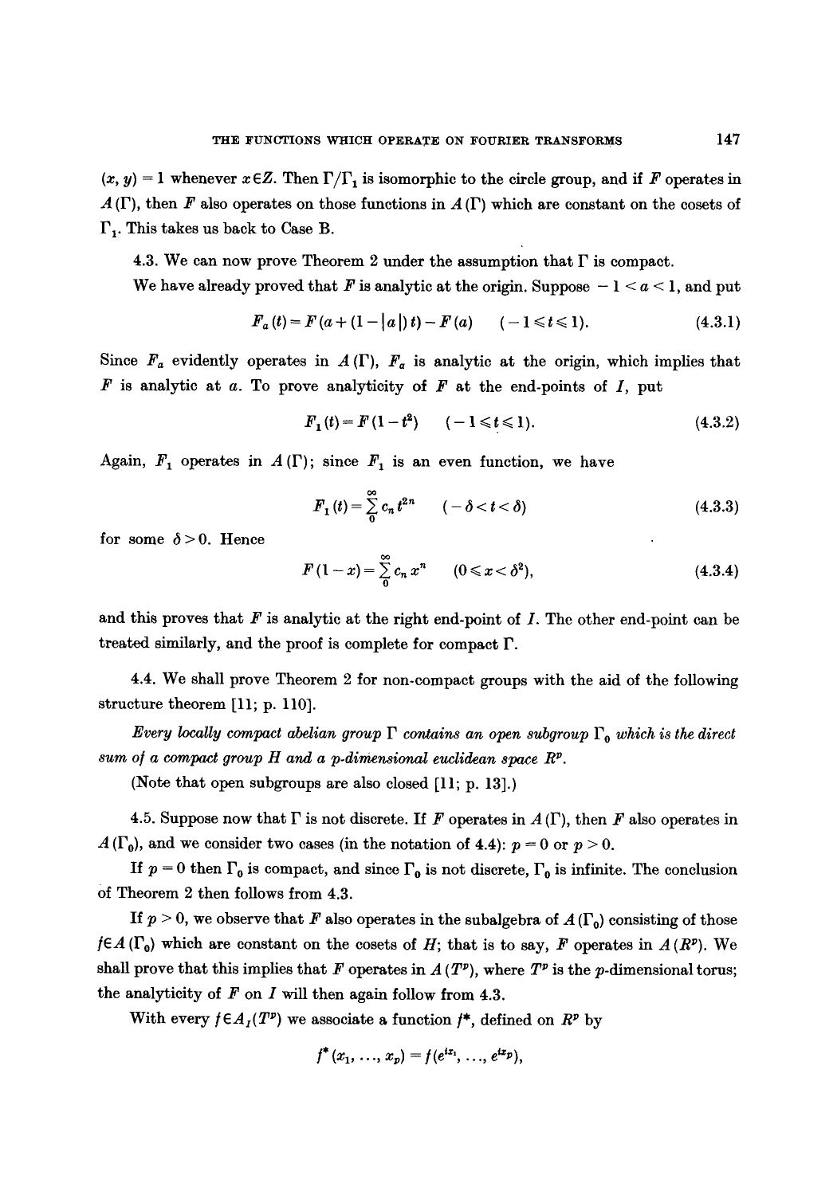$(x, y) = 1$ whenever $x \in Z$. Then $\Gamma/\Gamma_1$ is isomorphic to the circle group, and if $F$ operates in $A(\Gamma)$, then $F$ also operates on those functions in $A(\Gamma)$ which are constant on the cosets of $\Gamma_1$. This takes us back to Case B.

4.3. We can now prove Theorem 2 under the assumption that $\Gamma$ is compact.

We have already proved that $F$ is analytic at the origin. Suppose $-1 < a < 1$, and put

$$F_a(t) = F(a + (1 - |a|)t) - F(a) \qquad (-1 \leqslant t \leqslant 1). \tag{4.3.1}$$

Since $F_a$ evidently operates in $A(\Gamma)$, $F_a$ is analytic at the origin, which implies that $F$ is analytic at $a$. To prove analyticity of $F$ at the end-points of $I$, put

$$F_1(t) = F(1 - t^2) \qquad (-1 \leqslant t \leqslant 1). \tag{4.3.2}$$

Again, $F_1$ operates in $A(\Gamma)$; since $F_1$ is an even function, we have

$$F_1(t) = \sum_0^\infty c_n t^{2n} \qquad (-\delta < t < \delta) \tag{4.3.3}$$

for some $\delta > 0$. Hence

$$F(1 - x) = \sum_0^\infty c_n x^n \qquad (0 \leqslant x < \delta^2), \tag{4.3.4}$$

and this proves that $F$ is analytic at the right end-point of $I$. The other end-point can be treated similarly, and the proof is complete for compact $\Gamma$.

4.4. We shall prove Theorem 2 for non-compact groups with the aid of the following structure theorem [11; p. 110].

*Every locally compact abelian group $\Gamma$ contains an open subgroup $\Gamma_0$ which is the direct sum of a compact group $H$ and a p-dimensional euclidean space $R^p$.*

(Note that open subgroups are also closed [11; p. 13].)

4.5. Suppose now that $\Gamma$ is not discrete. If $F$ operates in $A(\Gamma)$, then $F$ also operates in $A(\Gamma_0)$, and we consider two cases (in the notation of 4.4): $p = 0$ or $p > 0$.

If $p = 0$ then $\Gamma_0$ is compact, and since $\Gamma_0$ is not discrete, $\Gamma_0$ is infinite. The conclusion of Theorem 2 then follows from 4.3.

If $p > 0$, we observe that $F$ also operates in the subalgebra of $A(\Gamma_0)$ consisting of those $f \in A(\Gamma_0)$ which are constant on the cosets of $H$; that is to say, $F$ operates in $A(R^p)$. We shall prove that this implies that $F$ operates in $A(T^p)$, where $T^p$ is the $p$-dimensional torus; the analyticity of $F$ on $I$ will then again follow from 4.3.

With every $f \in A_I(T^p)$ we associate a function $f^*$, defined on $R^p$ by

$$f^*(x_1, \ldots, x_p) = f(e^{ix_1}, \ldots, e^{ix_p}),$$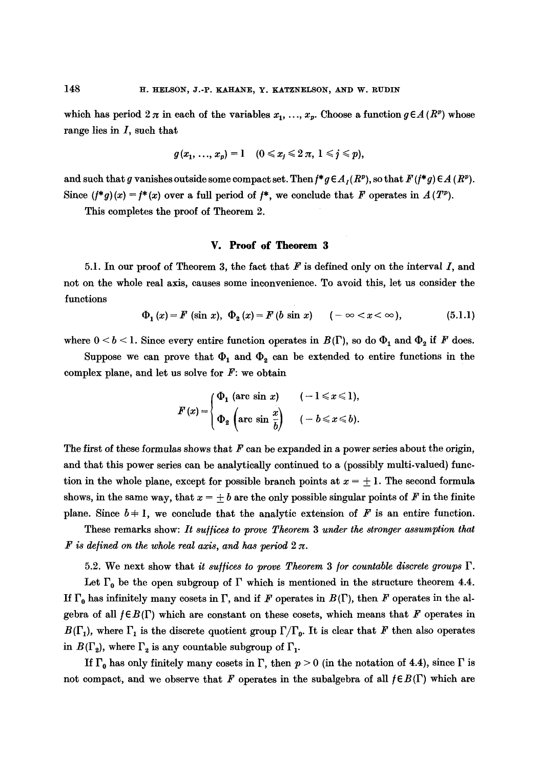which has period $2\pi$ in each of the variables $x_1, \ldots, x_p$. Choose a function $g \in A(R^p)$ whose range lies in $I$, such that

$$g(x_1, \ldots, x_p) = 1 \quad (0 \leqslant x_j \leqslant 2\pi, \ 1 \leqslant j \leqslant p),$$

and such that $g$ vanishes outside some compact set. Then $f^* g \in A_I(R^p)$, so that $F(f^* g) \in A(R^p)$. Since $(f^* g)(x) = f^*(x)$ over a full period of $f^*$, we conclude that $F$ operates in $A(T^p)$.

This completes the proof of Theorem 2.

## V. Proof of Theorem 3

5.1. In our proof of Theorem 3, the fact that $F$ is defined only on the interval $I$, and not on the whole real axis, causes some inconvenience. To avoid this, let us consider the functions

$$\Phi_1(x) = F(\sin x), \ \Phi_2(x) = F(b \sin x) \quad (-\infty < x < \infty), \tag{5.1.1}$$

where $0 < b < 1$. Since every entire function operates in $B(\Gamma)$, so do $\Phi_1$ and $\Phi_2$ if $F$ does.

Suppose we can prove that $\Phi_1$ and $\Phi_2$ can be extended to entire functions in the complex plane, and let us solve for $F$: we obtain

$$F(x) = \begin{cases} \Phi_1(\arc\sin x) & (-1 \leqslant x \leqslant 1), \\ \Phi_2\left(\arc\sin \dfrac{x}{b}\right) & (-b \leqslant x \leqslant b). \end{cases}$$

The first of these formulas shows that $F$ can be expanded in a power series about the origin, and that this power series can be analytically continued to a (possibly multi-valued) function in the whole plane, except for possible branch points at $x = \pm 1$. The second formula shows, in the same way, that $x = \pm b$ are the only possible singular points of $F$ in the finite plane. Since $b \neq 1$, we conclude that the analytic extension of $F$ is an entire function.

These remarks show: *It suffices to prove Theorem 3 under the stronger assumption that $F$ is defined on the whole real axis, and has period $2\pi$.*

5.2. We next show that *it suffices to prove Theorem 3 for countable discrete groups $\Gamma$.*

Let $\Gamma_0$ be the open subgroup of $\Gamma$ which is mentioned in the structure theorem 4.4. If $\Gamma_0$ has infinitely many cosets in $\Gamma$, and if $F$ operates in $B(\Gamma)$, then $F$ operates in the algebra of all $f \in B(\Gamma)$ which are constant on these cosets, which means that $F$ operates in $B(\Gamma_1)$, where $\Gamma_1$ is the discrete quotient group $\Gamma/\Gamma_0$. It is clear that $F$ then also operates in $B(\Gamma_2)$, where $\Gamma_2$ is any countable subgroup of $\Gamma_1$.

If $\Gamma_0$ has only finitely many cosets in $\Gamma$, then $p > 0$ (in the notation of 4.4), since $\Gamma$ is not compact, and we observe that $F$ operates in the subalgebra of all $f \in B(\Gamma)$ which are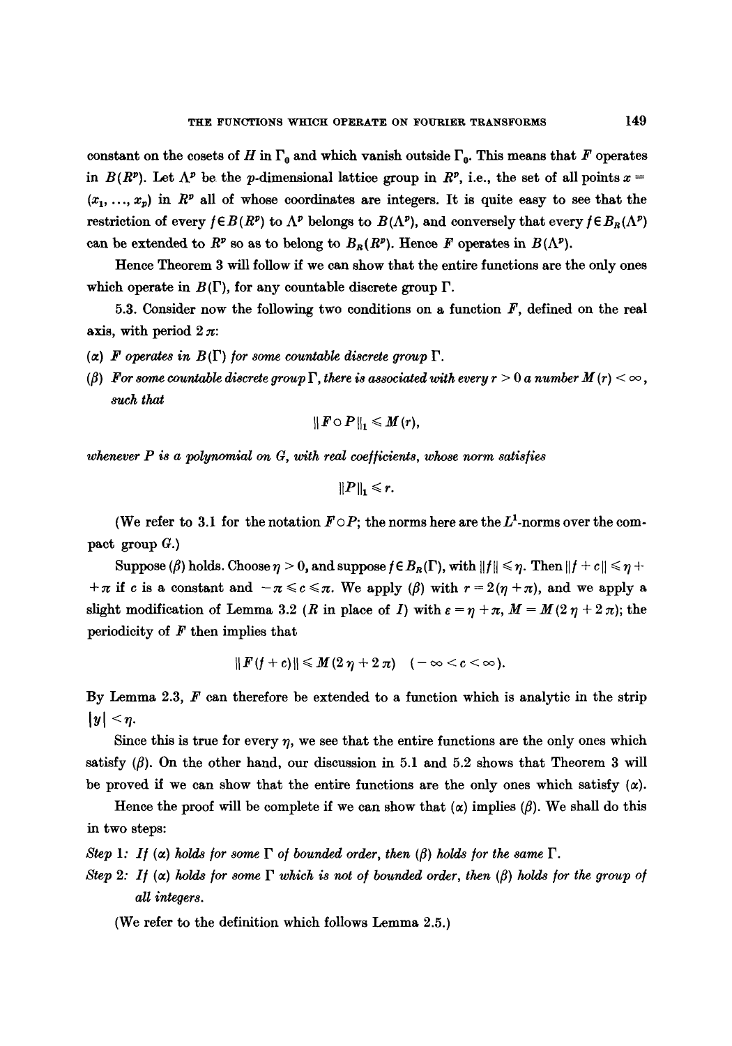constant on the cosets of $H$ in $\Gamma_0$ and which vanish outside $\Gamma_0$. This means that $F$ operates in $B(R^p)$. Let $\Lambda^p$ be the $p$-dimensional lattice group in $R^p$, i.e., the set of all points $x = (x_1, \ldots, x_p)$ in $R^p$ all of whose coordinates are integers. It is quite easy to see that the restriction of every $f \in B(R^p)$ to $\Lambda^p$ belongs to $B(\Lambda^p)$, and conversely that every $f \in B_R(\Lambda^p)$ can be extended to $R^p$ so as to belong to $B_R(R^p)$. Hence $F$ operates in $B(\Lambda^p)$.

Hence Theorem 3 will follow if we can show that the entire functions are the only ones which operate in $B(\Gamma)$, for any countable discrete group $\Gamma$.

5.3. Consider now the following two conditions on a function $F$, defined on the real axis, with period $2\pi$:

($\alpha$) *$F$ operates in $B(\Gamma)$ for some countable discrete group $\Gamma$.*

($\beta$) *For some countable discrete group $\Gamma$, there is associated with every $r > 0$ a number $M(r) < \infty$, such that*

$$\|F \circ P\|_1 \leqslant M(r),$$

*whenever $P$ is a polynomial on $G$, with real coefficients, whose norm satisfies*

$$\|P\|_1 \leqslant r.$$

(We refer to 3.1 for the notation $F \circ P$; the norms here are the $L^1$-norms over the compact group $G$.)

Suppose ($\beta$) holds. Choose $\eta > 0$, and suppose $f \in B_R(\Gamma)$, with $\|f\| \leqslant \eta$. Then $\|f + c\| \leqslant \eta + \pi$ if $c$ is a constant and $-\pi \leqslant c \leqslant \pi$. We apply ($\beta$) with $r = 2(\eta + \pi)$, and we apply a slight modification of Lemma 3.2 ($R$ in place of $I$) with $\varepsilon = \eta + \pi$, $M = M(2\eta + 2\pi)$; the periodicity of $F$ then implies that

$$\|F(f + c)\| \leqslant M(2\eta + 2\pi) \quad (-\infty < c < \infty).$$

By Lemma 2.3, $F$ can therefore be extended to a function which is analytic in the strip $|y| < \eta$.

Since this is true for every $\eta$, we see that the entire functions are the only ones which satisfy ($\beta$). On the other hand, our discussion in 5.1 and 5.2 shows that Theorem 3 will be proved if we can show that the entire functions are the only ones which satisfy ($\alpha$).

Hence the proof will be complete if we can show that ($\alpha$) implies ($\beta$). We shall do this in two steps:

*Step 1: If ($\alpha$) holds for some $\Gamma$ of bounded order, then ($\beta$) holds for the same $\Gamma$.*

*Step 2: If ($\alpha$) holds for some $\Gamma$ which is not of bounded order, then ($\beta$) holds for the group of all integers.*

(We refer to the definition which follows Lemma 2.5.)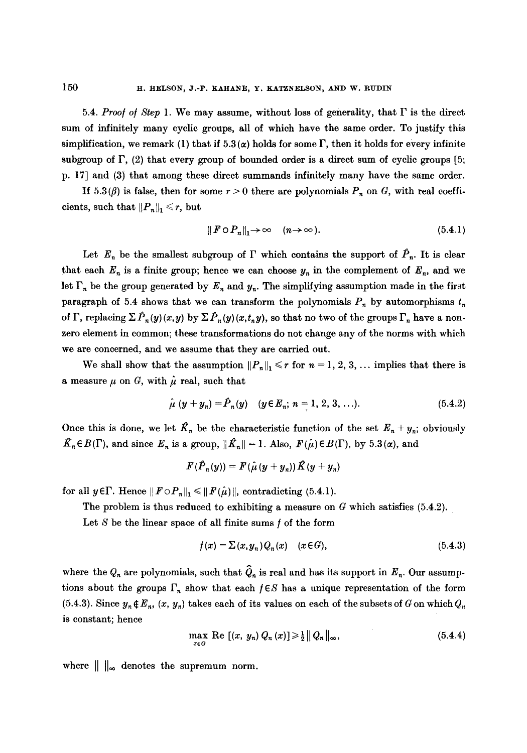5.4. *Proof of Step* 1. We may assume, without loss of generality, that $\Gamma$ is the direct sum of infinitely many cyclic groups, all of which have the same order. To justify this simplification, we remark (1) that if 5.3($\alpha$) holds for some $\Gamma$, then it holds for every infinite subgroup of $\Gamma$, (2) that every group of bounded order is a direct sum of cyclic groups [5; p. 17] and (3) that among these direct summands infinitely many have the same order.

If 5.3($\beta$) is false, then for some $r > 0$ there are polynomials $P_n$ on $G$, with real coefficients, such that $\|P_n\|_1 \leq r$, but

$$\|F \circ P_n\|_1 \to \infty \quad (n \to \infty). \tag{5.4.1}$$

Let $E_n$ be the smallest subgroup of $\Gamma$ which contains the support of $\hat{P}_n$. It is clear that each $E_n$ is a finite group; hence we can choose $y_n$ in the complement of $E_n$, and we let $\Gamma_n$ be the group generated by $E_n$ and $y_n$. The simplifying assumption made in the first paragraph of 5.4 shows that we can transform the polynomials $P_n$ by automorphisms $t_n$ of $\Gamma$, replacing $\Sigma \hat{P}_n(y)(x,y)$ by $\Sigma \hat{P}_n(y)(x,t_n y)$, so that no two of the groups $\Gamma_n$ have a non-zero element in common; these transformations do not change any of the norms with which we are concerned, and we assume that they are carried out.

We shall show that the assumption $\|P_n\|_1 \leq r$ for $n = 1, 2, 3, \ldots$ implies that there is a measure $\mu$ on $G$, with $\hat{\mu}$ real, such that

$$\hat{\mu}(y + y_n) = \hat{P}_n(y) \quad (y \in E_n;\ n = 1, 2, 3, \ldots). \tag{5.4.2}$$

Once this is done, we let $\hat{K}_n$ be the characteristic function of the set $E_n + y_n$; obviously $\hat{K}_n \in B(\Gamma)$, and since $E_n$ is a group, $\|\hat{K}_n\| = 1$. Also, $F(\hat{\mu}) \in B(\Gamma)$, by 5.3($\alpha$), and

$$F(\hat{P}_n(y)) = F(\hat{\mu}(y + y_n))\hat{K}(y + y_n)$$

for all $y \in \Gamma$. Hence $\|F \circ P_n\|_1 \leq \|F(\hat{\mu})\|$, contradicting (5.4.1).

The problem is thus reduced to exhibiting a measure on $G$ which satisfies (5.4.2).

Let $S$ be the linear space of all finite sums $f$ of the form

$$f(x) = \Sigma(x, y_n) Q_n(x) \quad (x \in G), \tag{5.4.3}$$

where the $Q_n$ are polynomials, such that $\hat{Q}_n$ is real and has its support in $E_n$. Our assumptions about the groups $\Gamma_n$ show that each $f \in S$ has a unique representation of the form (5.4.3). Since $y_n \notin E_n$, $(x, y_n)$ takes each of its values on each of the subsets of $G$ on which $Q_n$ is constant; hence

$$\max_{x \in G} \operatorname{Re}[(x, y_n) Q_n(x)] \geq \tfrac{1}{2} \|Q_n\|_\infty, \tag{5.4.4}$$

where $\| \ \|_\infty$ denotes the supremum norm.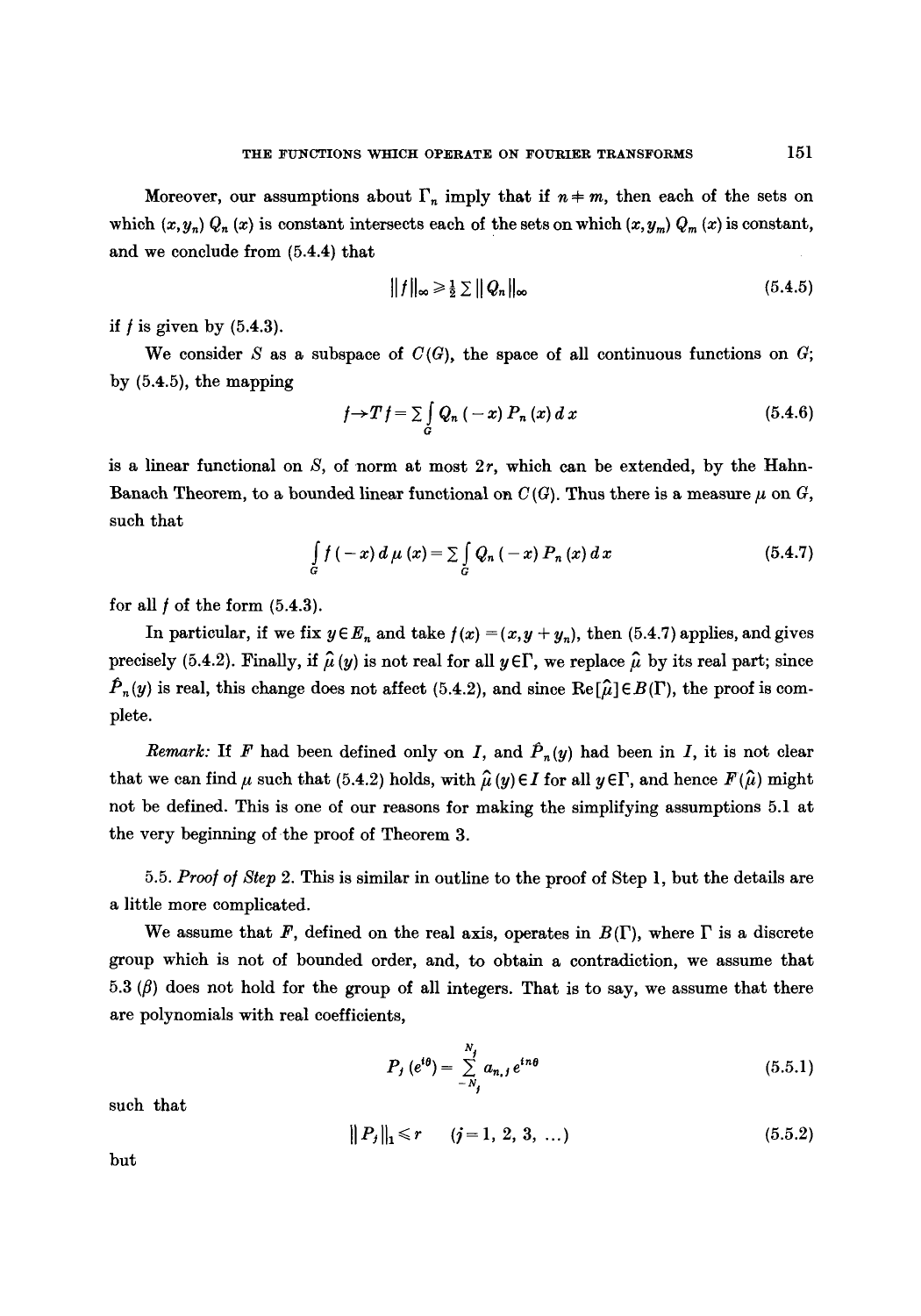Moreover, our assumptions about $\Gamma_n$ imply that if $n \neq m$, then each of the sets on which $(x, y_n) Q_n(x)$ is constant intersects each of the sets on which $(x, y_m) Q_m(x)$ is constant, and we conclude from (5.4.4) that

$$\|f\|_\infty \geq \tfrac{1}{2} \sum \|Q_n\|_\infty \tag{5.4.5}$$

if $f$ is given by (5.4.3).

We consider $S$ as a subspace of $C(G)$, the space of all continuous functions on $G$; by (5.4.5), the mapping

$$f \to Tf = \sum \int_G Q_n(-x) P_n(x)\, dx \tag{5.4.6}$$

is a linear functional on $S$, of norm at most $2r$, which can be extended, by the Hahn-Banach Theorem, to a bounded linear functional on $C(G)$. Thus there is a measure $\mu$ on $G$, such that

$$\int_G f(-x)\, d\mu(x) = \sum \int_G Q_n(-x) P_n(x)\, dx \tag{5.4.7}$$

for all $f$ of the form (5.4.3).

In particular, if we fix $y \in E_n$ and take $f(x) = (x, y + y_n)$, then (5.4.7) applies, and gives precisely (5.4.2). Finally, if $\hat{\mu}(y)$ is not real for all $y \in \Gamma$, we replace $\hat{\mu}$ by its real part; since $\hat{P}_n(y)$ is real, this change does not affect (5.4.2), and since $\operatorname{Re}[\hat{\mu}] \in B(\Gamma)$, the proof is complete.

*Remark:* If $F$ had been defined only on $I$, and $\hat{P}_n(y)$ had been in $I$, it is not clear that we can find $\mu$ such that (5.4.2) holds, with $\hat{\mu}(y) \in I$ for all $y \in \Gamma$, and hence $F(\hat{\mu})$ might not be defined. This is one of our reasons for making the simplifying assumptions 5.1 at the very beginning of the proof of Theorem 3.

5.5. *Proof of Step* 2. This is similar in outline to the proof of Step 1, but the details are a little more complicated.

We assume that $F$, defined on the real axis, operates in $B(\Gamma)$, where $\Gamma$ is a discrete group which is not of bounded order, and, to obtain a contradiction, we assume that 5.3 ($\beta$) does not hold for the group of all integers. That is to say, we assume that there are polynomials with real coefficients,

$$P_j(e^{i\theta}) = \sum_{-N_j}^{N_j} a_{n,j}\, e^{in\theta} \tag{5.5.1}$$

such that

$$\|P_j\|_1 \leq r \qquad (j = 1, 2, 3, \ldots) \tag{5.5.2}$$

but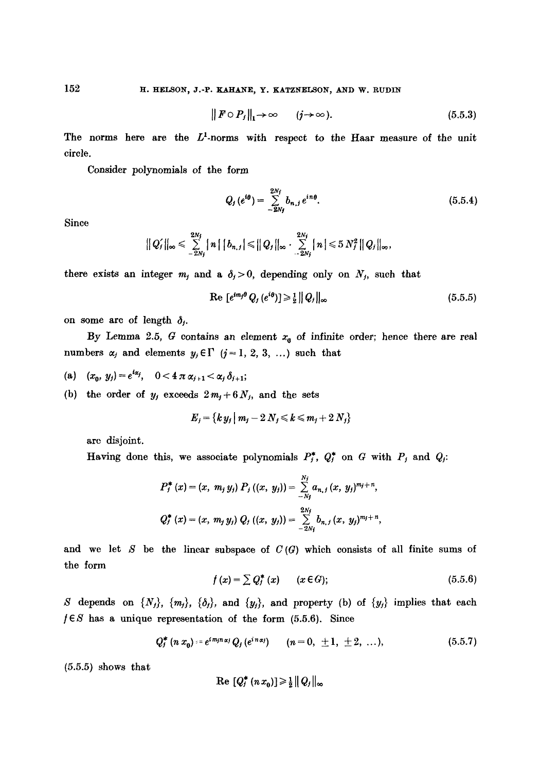$$\| F \circ P_j \|_1 \to \infty \qquad (j \to \infty). \tag{5.5.3}$$

The norms here are the $L^1$-norms with respect to the Haar measure of the unit circle.

Consider polynomials of the form

$$Q_j(e^{i\theta}) = \sum_{-2N_j}^{2N_j} b_{n,j} e^{in\theta}. \tag{5.5.4}$$

Since

$$\| Q_j' \|_\infty \leqslant \sum_{-2N_j}^{2N_j} |n| \, |b_{n,j}| \leqslant \| Q_j \|_\infty \cdot \sum_{-2N_j}^{2N_j} |n| \leqslant 5 N_j^2 \| Q_j \|_\infty,$$

there exists an integer $m_j$ and a $\delta_j > 0$, depending only on $N_j$, such that

$$\operatorname{Re} \, [e^{im_j\theta} Q_j(e^{i\theta})] \geqslant \tfrac{1}{2} \| Q_j \|_\infty \tag{5.5.5}$$

on some arc of length $\delta_j$.

By Lemma 2.5, $G$ contains an element $x_0$ of infinite order; hence there are real numbers $\alpha_j$ and elements $y_j \in \Gamma$ $(j = 1, 2, 3, \ldots)$ such that

(a) $(x_0, y_j) = e^{i\alpha_j}$, $\quad 0 < 4\pi \alpha_{j+1} < \alpha_j \delta_{j+1}$;

(b) the order of $y_j$ exceeds $2m_j + 6N_j$, and the sets

$$E_j = \{ k y_j \mid m_j - 2N_j \leqslant k \leqslant m_j + 2N_j \}$$

are disjoint.

Having done this, we associate polynomials $P_j^*$, $Q_j^*$ on $G$ with $P_j$ and $Q_j$:

$$P_j^*(x) = (x, m_j y_j) \, P_j((x, y_j)) = \sum_{-N_j}^{N_j} a_{n,j} (x, y_j)^{m_j + n},$$

$$Q_j^*(x) = (x, m_j y_j) \, Q_j((x, y_j)) = \sum_{-2N_j}^{2N_j} b_{n,j} (x, y_j)^{m_j + n},$$

and we let $S$ be the linear subspace of $C(G)$ which consists of all finite sums of the form

$$f(x) = \sum Q_j^*(x) \qquad (x \in G); \tag{5.5.6}$$

$S$ depends on $\{N_j\}$, $\{m_j\}$, $\{\delta_j\}$, and $\{y_j\}$, and property (b) of $\{y_j\}$ implies that each $f \in S$ has a unique representation of the form (5.5.6). Since

$$Q_j^*(n x_0) = e^{i m_j n \alpha_j} Q_j(e^{in\alpha_j}) \qquad (n = 0, \pm 1, \pm 2, \ldots), \tag{5.5.7}$$

(5.5.5) shows that

$$\operatorname{Re} \, [Q_j^*(n x_0)] \geqslant \tfrac{1}{2} \| Q_j \|_\infty$$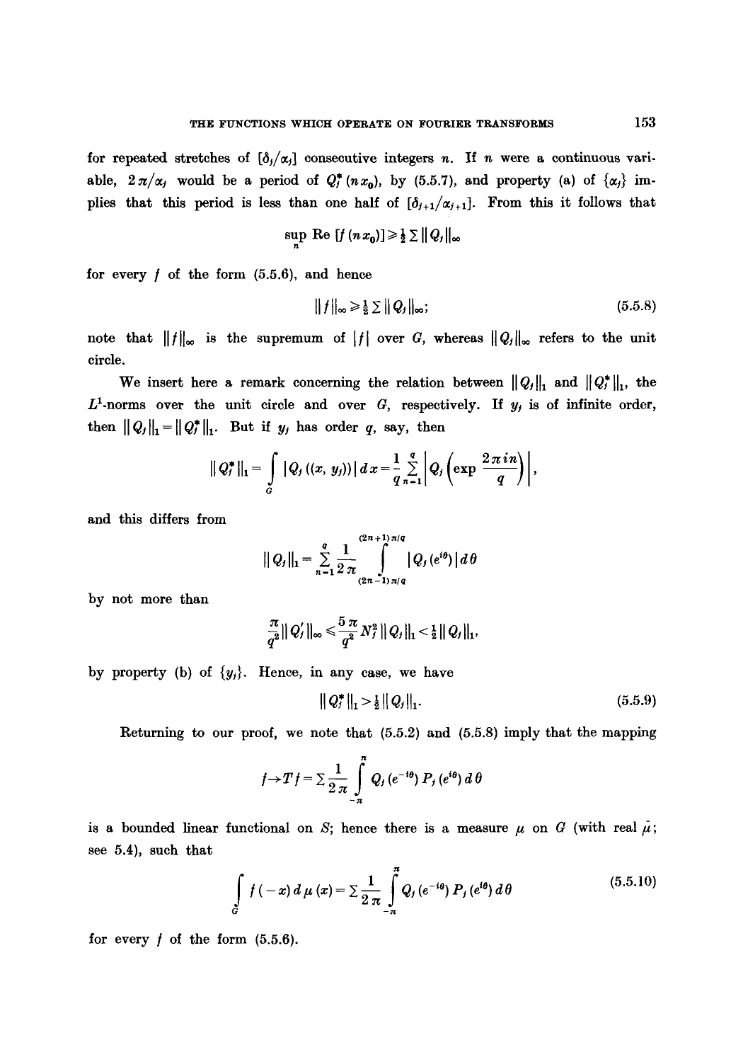for repeated stretches of $[\delta_j/\alpha_j]$ consecutive integers $n$. If $n$ were a continuous variable, $2\pi/\alpha_j$ would be a period of $Q_j^*(nx_0)$, by (5.5.7), and property (a) of $\{\alpha_j\}$ implies that this period is less than one half of $[\delta_{j+1}/\alpha_{j+1}]$. From this it follows that

$$\sup_n \operatorname{Re}\,[f(nx_0)] \geqslant \tfrac{1}{2}\sum \|Q_j\|_\infty$$

for every $f$ of the form (5.5.6), and hence

$$\|f\|_\infty \geqslant \tfrac{1}{2}\sum \|Q_j\|_\infty; \tag{5.5.8}$$

note that $\|f\|_\infty$ is the supremum of $|f|$ over $G$, whereas $\|Q_j\|_\infty$ refers to the unit circle.

We insert here a remark concerning the relation between $\|Q_j\|_1$ and $\|Q_j^*\|_1$, the $L^1$-norms over the unit circle and over $G$, respectively. If $y_j$ is of infinite order, then $\|Q_j\|_1 = \|Q_j^*\|_1$. But if $y_j$ has order $q$, say, then

$$\|Q_j^*\|_1 = \int_G |Q_j((x, y_j))|\,dx = \frac{1}{q}\sum_{n=1}^{q}\left|Q_j\left(\exp\frac{2\pi i n}{q}\right)\right|,$$

and this differs from

$$\|Q_j\|_1 = \sum_{n=1}^{q}\frac{1}{2\pi}\int_{(2n-1)\pi/q}^{(2n+1)\pi/q} |Q_j(e^{i\theta})|\,d\theta$$

by not more than

$$\frac{\pi}{q^2}\|Q_j'\|_\infty \leqslant \frac{5\pi}{q^2}N_j^2\|Q_j\|_1 < \tfrac{1}{2}\|Q_j\|_1,$$

by property (b) of $\{y_j\}$. Hence, in any case, we have

$$\|Q_j^*\|_1 > \tfrac{1}{2}\|Q_j\|_1. \tag{5.5.9}$$

Returning to our proof, we note that (5.5.2) and (5.5.8) imply that the mapping

$$f \to Tf = \sum \frac{1}{2\pi}\int_{-\pi}^{\pi} Q_j(e^{-i\theta})\,P_j(e^{i\theta})\,d\theta$$

is a bounded linear functional on $S$; hence there is a measure $\mu$ on $G$ (with real $\hat{\mu}$; see 5.4), such that

$$\int_G f(-x)\,d\mu(x) = \sum \frac{1}{2\pi}\int_{-\pi}^{\pi} Q_j(e^{-i\theta})\,P_j(e^{i\theta})\,d\theta \tag{5.5.10}$$

for every $f$ of the form (5.5.6).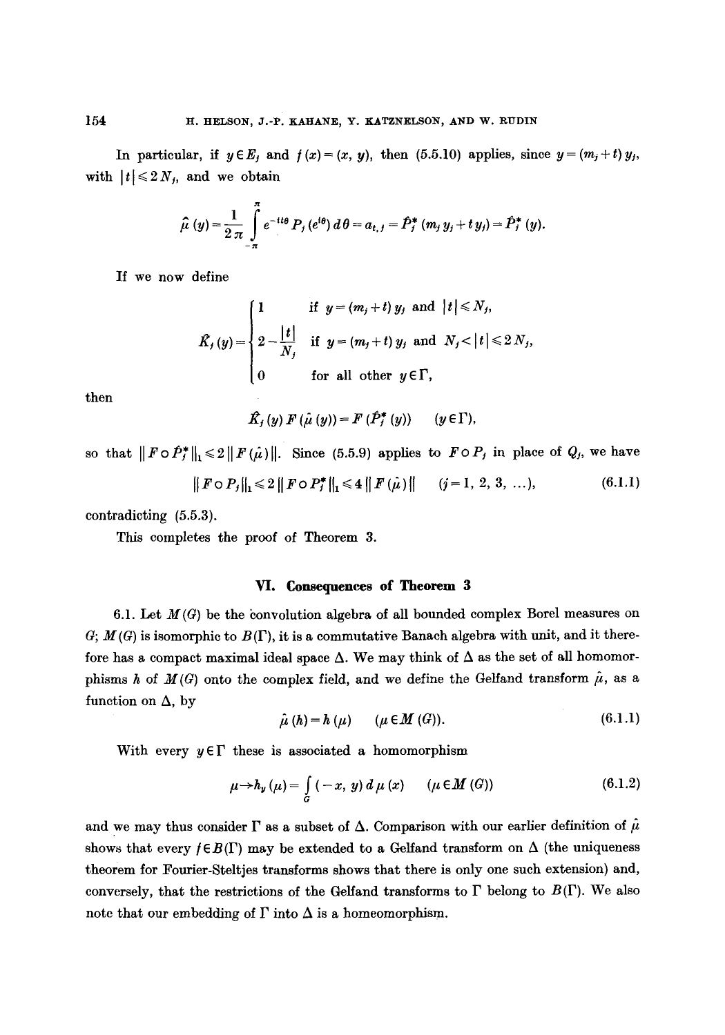In particular, if $y \in E_j$ and $f(x) = (x, y)$, then (5.5.10) applies, since $y = (m_j + t) y_j$, with $|t| \leqslant 2N_j$, and we obtain

$$\hat{\mu}(y) = \frac{1}{2\pi} \int_{-\pi}^{\pi} e^{-it\theta} P_j(e^{i\theta}) \, d\theta = a_{t,j} = \hat{P}_j^*(m_j y_j + t y_j) = \hat{P}_j^*(y).$$

If we now define

$$\hat{K}_j(y) = \begin{cases} 1 & \text{if } y = (m_j + t) y_j \text{ and } |t| \leqslant N_j, \\ 2 - \dfrac{|t|}{N_j} & \text{if } y = (m_j + t) y_j \text{ and } N_j < |t| \leqslant 2N_j, \\ 0 & \text{for all other } y \in \Gamma, \end{cases}$$

then

$$\hat{K}_j(y) F(\hat{\mu}(y)) = F(\hat{P}_j^*(y)) \qquad (y \in \Gamma),$$

so that $\| F \circ \hat{P}_j^* \|_1 \leqslant 2 \| F(\hat{\mu}) \|$. Since (5.5.9) applies to $F \circ P_j$ in place of $Q_j$, we have

$$\| F \circ P_j \|_1 \leqslant 2 \| F \circ P_j^* \|_1 \leqslant 4 \| F(\hat{\mu}) \| \qquad (j = 1, 2, 3, \ldots), \tag{6.1.1}$$

contradicting (5.5.3).

This completes the proof of Theorem 3.

## VI. Consequences of Theorem 3

6.1. Let $M(G)$ be the convolution algebra of all bounded complex Borel measures on $G$; $M(G)$ is isomorphic to $B(\Gamma)$, it is a commutative Banach algebra with unit, and it therefore has a compact maximal ideal space $\Delta$. We may think of $\Delta$ as the set of all homomorphisms $h$ of $M(G)$ onto the complex field, and we define the Gelfand transform $\hat{\mu}$, as a function on $\Delta$, by

$$\hat{\mu}(h) = h(\mu) \qquad (\mu \in M(G)). \tag{6.1.1}$$

With every $y \in \Gamma$ these is associated a homomorphism

$$\mu \to h_y(\mu) = \int_G (-x, y) \, d\mu(x) \qquad (\mu \in M(G)) \tag{6.1.2}$$

and we may thus consider $\Gamma$ as a subset of $\Delta$. Comparison with our earlier definition of $\hat{\mu}$ shows that every $f \in B(\Gamma)$ may be extended to a Gelfand transform on $\Delta$ (the uniqueness theorem for Fourier-Steltjes transforms shows that there is only one such extension) and, conversely, that the restrictions of the Gelfand transforms to $\Gamma$ belong to $B(\Gamma)$. We also note that our embedding of $\Gamma$ into $\Delta$ is a homeomorphism.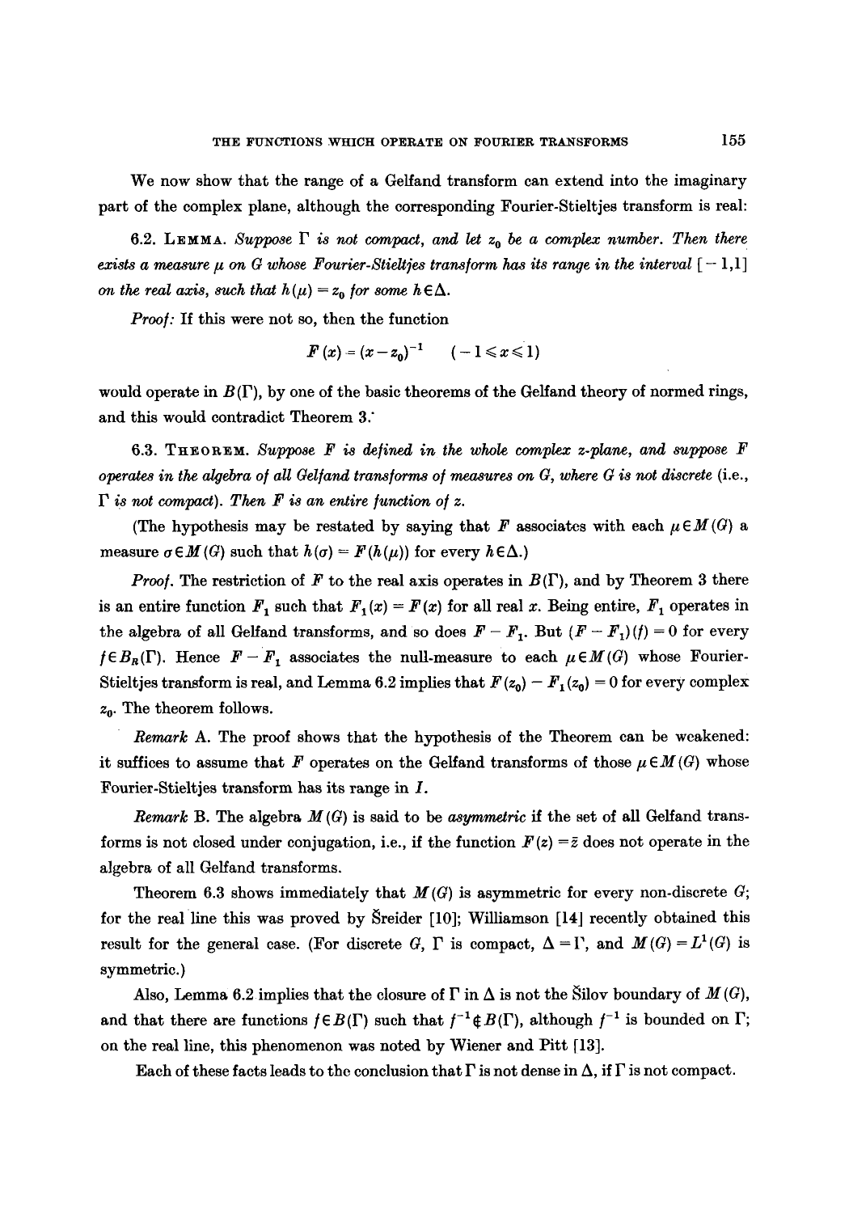We now show that the range of a Gelfand transform can extend into the imaginary part of the complex plane, although the corresponding Fourier-Stieltjes transform is real:

6.2. LEMMA. *Suppose $\Gamma$ is not compact, and let $z_0$ be a complex number. Then there exists a measure $\mu$ on $G$ whose Fourier-Stieltjes transform has its range in the interval $[-1,1]$ on the real axis, such that $h(\mu) = z_0$ for some $h \in \Delta$.*

*Proof:* If this were not so, then the function

$$F(x) = (x - z_0)^{-1} \qquad (-1 \leqslant x \leqslant 1)$$

would operate in $B(\Gamma)$, by one of the basic theorems of the Gelfand theory of normed rings, and this would contradict Theorem 3.

6.3. THEOREM. *Suppose $F$ is defined in the whole complex $z$-plane, and suppose $F$ operates in the algebra of all Gelfand transforms of measures on $G$, where $G$ is not discrete* (i.e., *$\Gamma$ is not compact*). *Then $F$ is an entire function of $z$.*

(The hypothesis may be restated by saying that $F$ associates with each $\mu \in M(G)$ a measure $\sigma \in M(G)$ such that $h(\sigma) = F(h(\mu))$ for every $h \in \Delta$.)

*Proof.* The restriction of $F$ to the real axis operates in $B(\Gamma)$, and by Theorem 3 there is an entire function $F_1$ such that $F_1(x) = F(x)$ for all real $x$. Being entire, $F_1$ operates in the algebra of all Gelfand transforms, and so does $F - F_1$. But $(F - F_1)(f) = 0$ for every $f \in B_R(\Gamma)$. Hence $F - F_1$ associates the null-measure to each $\mu \in M(G)$ whose Fourier-Stieltjes transform is real, and Lemma 6.2 implies that $F(z_0) - F_1(z_0) = 0$ for every complex $z_0$. The theorem follows.

*Remark* A. The proof shows that the hypothesis of the Theorem can be weakened: it suffices to assume that $F$ operates on the Gelfand transforms of those $\mu \in M(G)$ whose Fourier-Stieltjes transform has its range in $I$.

*Remark* B. The algebra $M(G)$ is said to be *asymmetric* if the set of all Gelfand transforms is not closed under conjugation, i.e., if the function $F(z) = \bar{z}$ does not operate in the algebra of all Gelfand transforms.

Theorem 6.3 shows immediately that $M(G)$ is asymmetric for every non-discrete $G$; for the real line this was proved by Šreider [10]; Williamson [14] recently obtained this result for the general case. (For discrete $G$, $\Gamma$ is compact, $\Delta = \Gamma$, and $M(G) = L^1(G)$ is symmetric.)

Also, Lemma 6.2 implies that the closure of $\Gamma$ in $\Delta$ is not the Šilov boundary of $M(G)$, and that there are functions $f \in B(\Gamma)$ such that $f^{-1} \notin B(\Gamma)$, although $f^{-1}$ is bounded on $\Gamma$; on the real line, this phenomenon was noted by Wiener and Pitt [13].

Each of these facts leads to the conclusion that $\Gamma$ is not dense in $\Delta$, if $\Gamma$ is not compact.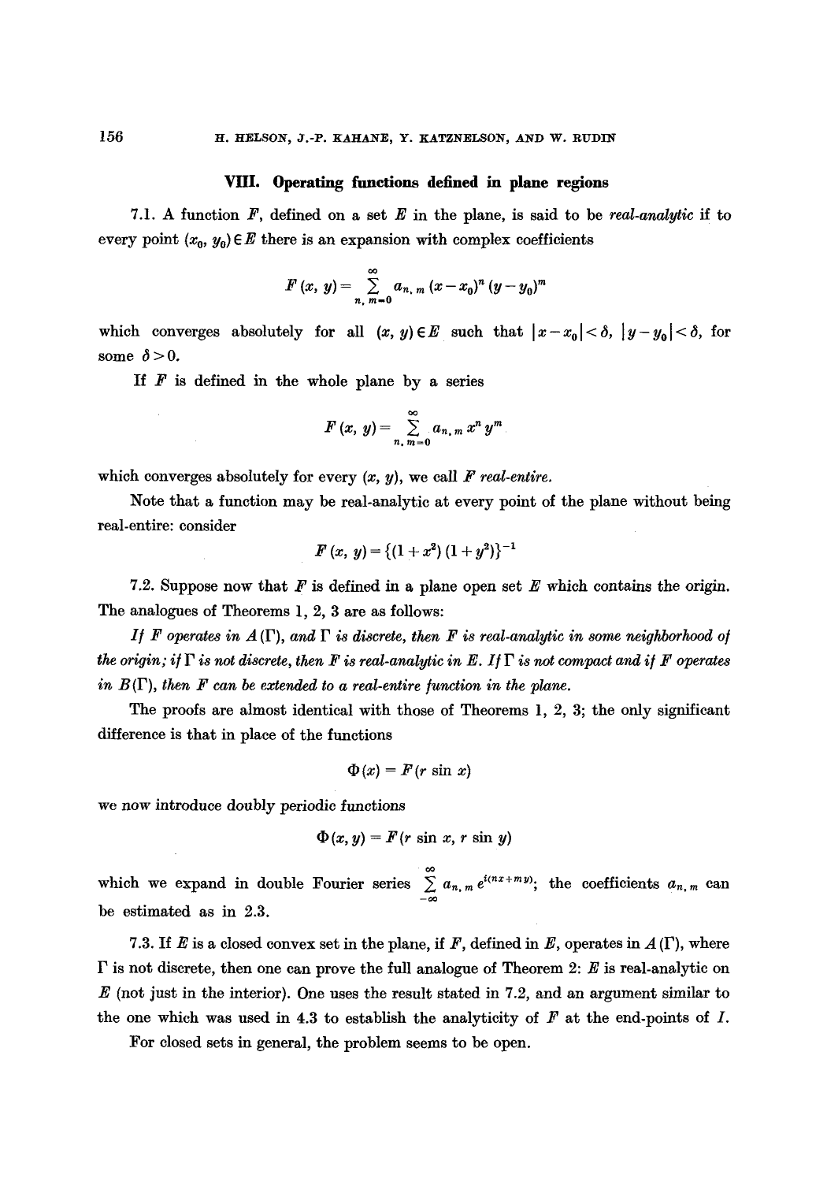## VIII. Operating functions defined in plane regions

7.1. A function $F$, defined on a set $E$ in the plane, is said to be *real-analytic* if to every point $(x_0, y_0) \in E$ there is an expansion with complex coefficients

$$F(x, y) = \sum_{n, m=0}^{\infty} a_{n,m} (x - x_0)^n (y - y_0)^m$$

which converges absolutely for all $(x, y) \in E$ such that $|x - x_0| < \delta$, $|y - y_0| < \delta$, for some $\delta > 0$.

If $F$ is defined in the whole plane by a series

$$F(x, y) = \sum_{n, m=0}^{\infty} a_{n,m} x^n y^m$$

which converges absolutely for every $(x, y)$, we call $F$ *real-entire*.

Note that a function may be real-analytic at every point of the plane without being real-entire: consider

$$F(x, y) = \{(1 + x^2)(1 + y^2)\}^{-1}$$

7.2. Suppose now that $F$ is defined in a plane open set $E$ which contains the origin. The analogues of Theorems 1, 2, 3 are as follows:

*If $F$ operates in $A(\Gamma)$, and $\Gamma$ is discrete, then $F$ is real-analytic in some neighborhood of the origin; if $\Gamma$ is not discrete, then $F$ is real-analytic in $E$. If $\Gamma$ is not compact and if $F$ operates in $B(\Gamma)$, then $F$ can be extended to a real-entire function in the plane.*

The proofs are almost identical with those of Theorems 1, 2, 3; the only significant difference is that in place of the functions

$$\Phi(x) = F(r \sin x)$$

we now introduce doubly periodic functions

$$\Phi(x, y) = F(r \sin x, r \sin y)$$

which we expand in double Fourier series $\sum_{-\infty}^{\infty} a_{n,m} e^{i(nx+my)}$; the coefficients $a_{n,m}$ can be estimated as in 2.3.

7.3. If $E$ is a closed convex set in the plane, if $F$, defined in $E$, operates in $A(\Gamma)$, where $\Gamma$ is not discrete, then one can prove the full analogue of Theorem 2: $E$ is real-analytic on $E$ (not just in the interior). One uses the result stated in 7.2, and an argument similar to the one which was used in 4.3 to establish the analyticity of $F$ at the end-points of $I$.

For closed sets in general, the problem seems to be open.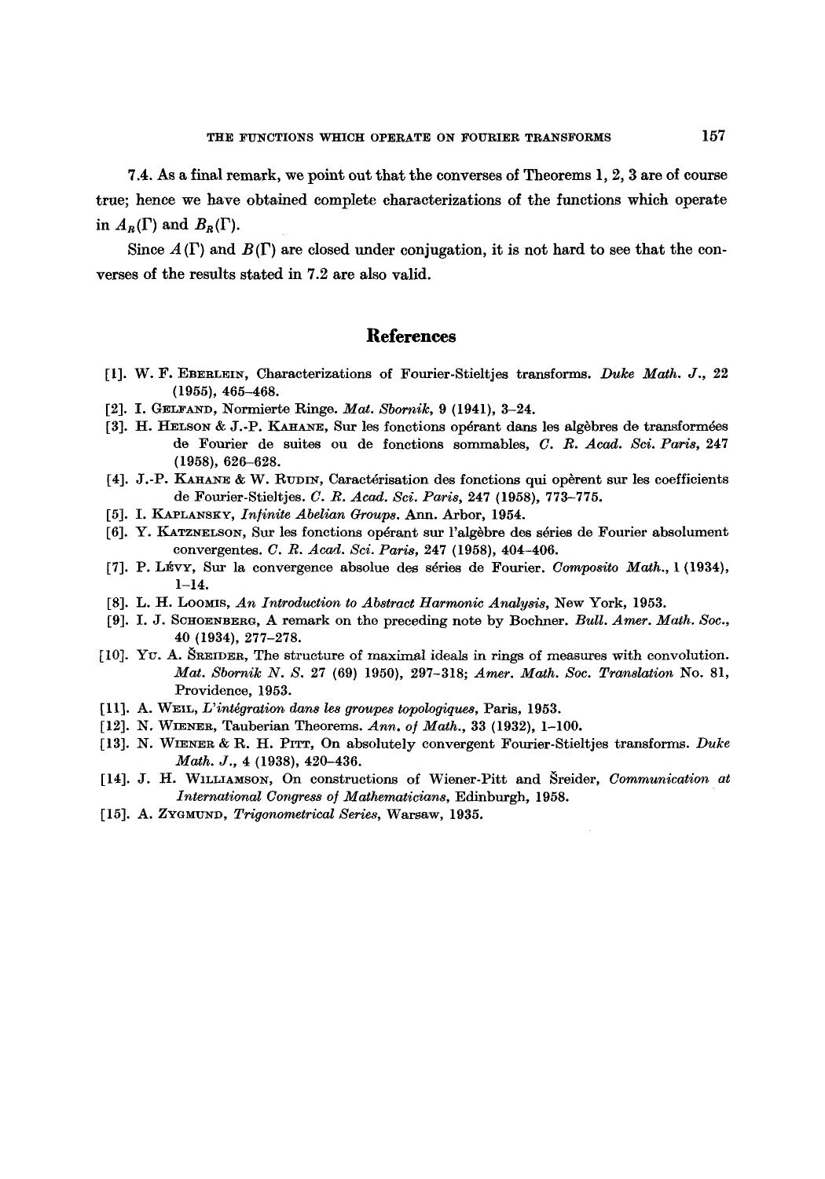7.4. As a final remark, we point out that the converses of Theorems 1, 2, 3 are of course true; hence we have obtained complete characterizations of the functions which operate in $A_R(\Gamma)$ and $B_R(\Gamma)$.

Since $A(\Gamma)$ and $B(\Gamma)$ are closed under conjugation, it is not hard to see that the converses of the results stated in 7.2 are also valid.

## References

[1]. W. F. Eberlein, Characterizations of Fourier-Stieltjes transforms. *Duke Math. J.*, 22 (1955), 465–468.

[2]. I. Gelfand, Normierte Ringe. *Mat. Sbornik*, 9 (1941), 3–24.

[3]. H. Helson & J.-P. Kahane, Sur les fonctions opérant dans les algèbres de transformées de Fourier de suites ou de fonctions sommables, *C. R. Acad. Sci. Paris*, 247 (1958), 626–628.

[4]. J.-P. Kahane & W. Rudin, Caractérisation des fonctions qui opèrent sur les coefficients de Fourier-Stieltjes. *C. R. Acad. Sci. Paris*, 247 (1958), 773–775.

[5]. I. Kaplansky, *Infinite Abelian Groups*. Ann. Arbor, 1954.

[6]. Y. Katznelson, Sur les fonctions opérant sur l'algèbre des séries de Fourier absolument convergentes. *C. R. Acad. Sci. Paris*, 247 (1958), 404–406.

[7]. P. Lévy, Sur la convergence absolue des séries de Fourier. *Composito Math.*, 1 (1934), 1–14.

[8]. L. H. Loomis, *An Introduction to Abstract Harmonic Analysis*, New York, 1953.

[9]. I. J. Schoenberg, A remark on the preceding note by Bochner. *Bull. Amer. Math. Soc.*, 40 (1934), 277–278.

[10]. Yu. A. Šreider, The structure of maximal ideals in rings of measures with convolution. *Mat. Sbornik N. S.* 27 (69) 1950), 297–318; *Amer. Math. Soc. Translation* No. 81, Providence, 1953.

[11]. A. Weil, *L'intégration dans les groupes topologiques*, Paris, 1953.

[12]. N. Wiener, Tauberian Theorems. *Ann. of Math.*, 33 (1932), 1–100.

[13]. N. Wiener & R. H. Pitt, On absolutely convergent Fourier-Stieltjes transforms. *Duke Math. J.*, 4 (1938), 420–436.

[14]. J. H. Williamson, On constructions of Wiener-Pitt and Šreider, *Communication at International Congress of Mathematicians*, Edinburgh, 1958.

[15]. A. Zygmund, *Trigonometrical Series*, Warsaw, 1935.